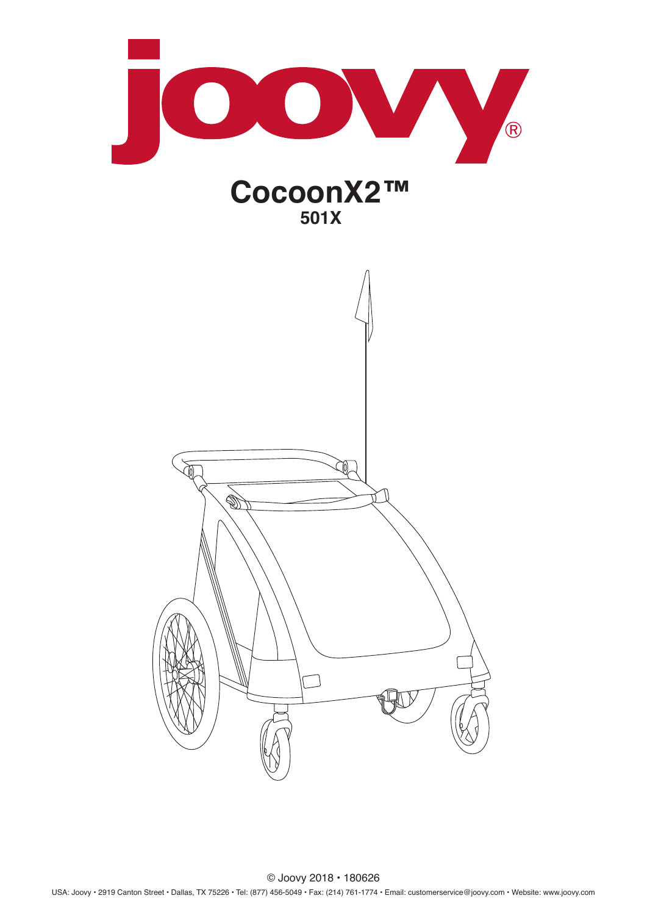# joovy®

## CocoonX2™

### 501X

© Joovy 2018 • 180626

USA: Joovy • 2919 Canton Street • Dallas, TX 75226 • Tel: (877) 456-5049 • Fax: (214) 761-1774 • Email: customerservice@joovy.com • Website: www.joovy.com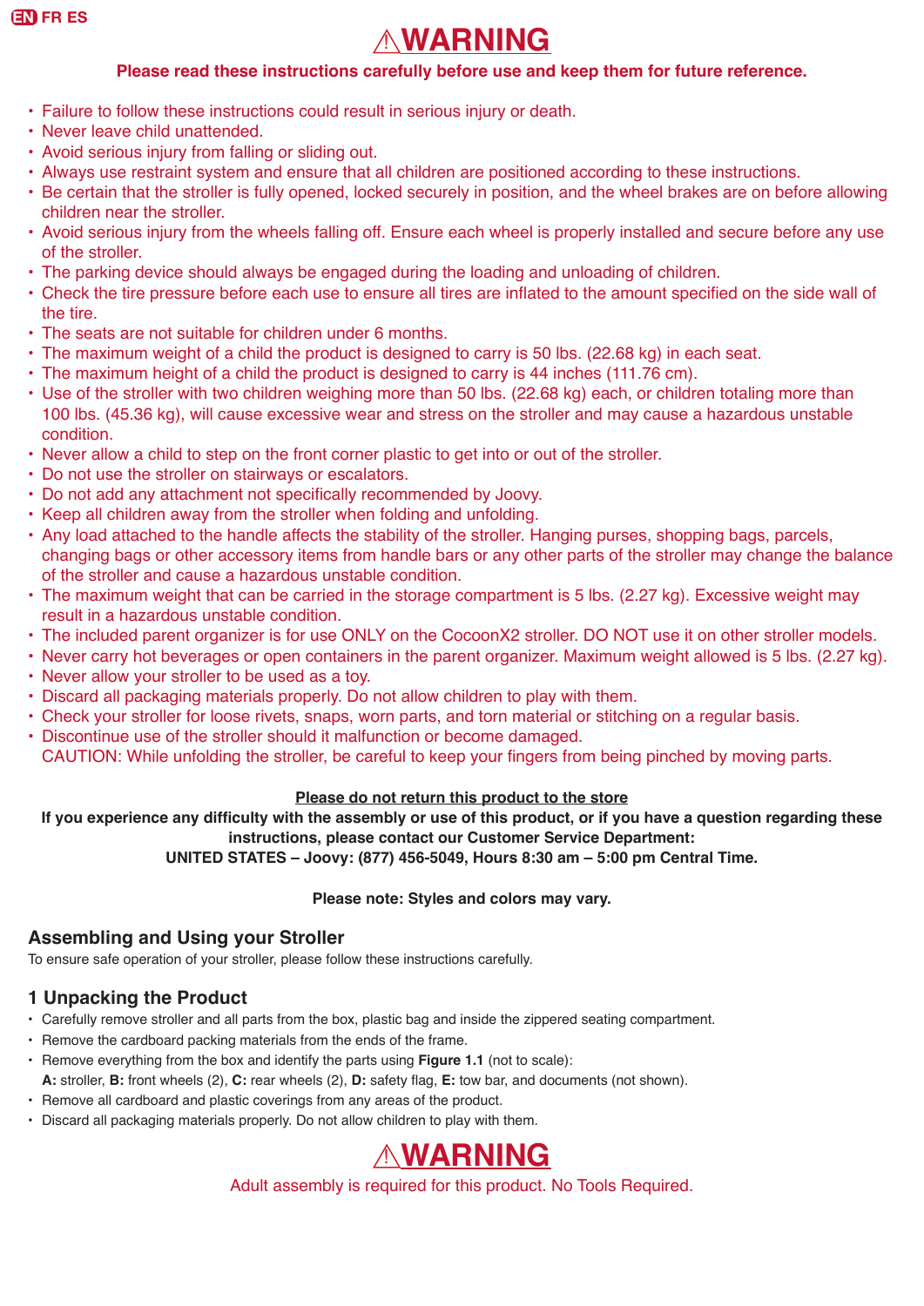EN FR ES

# ⚠WARNING

**Please read these instructions carefully before use and keep them for future reference.**

- Failure to follow these instructions could result in serious injury or death.
- Never leave child unattended.
- Avoid serious injury from falling or sliding out.
- Always use restraint system and ensure that all children are positioned according to these instructions.
- Be certain that the stroller is fully opened, locked securely in position, and the wheel brakes are on before allowing children near the stroller.
- Avoid serious injury from the wheels falling off. Ensure each wheel is properly installed and secure before any use of the stroller.
- The parking device should always be engaged during the loading and unloading of children.
- Check the tire pressure before each use to ensure all tires are inflated to the amount specified on the side wall of the tire.
- The seats are not suitable for children under 6 months.
- The maximum weight of a child the product is designed to carry is 50 lbs. (22.68 kg) in each seat.
- The maximum height of a child the product is designed to carry is 44 inches (111.76 cm).
- Use of the stroller with two children weighing more than 50 lbs. (22.68 kg) each, or children totaling more than 100 lbs. (45.36 kg), will cause excessive wear and stress on the stroller and may cause a hazardous unstable condition.
- Never allow a child to step on the front corner plastic to get into or out of the stroller.
- Do not use the stroller on stairways or escalators.
- Do not add any attachment not specifically recommended by Joovy.
- Keep all children away from the stroller when folding and unfolding.
- Any load attached to the handle affects the stability of the stroller. Hanging purses, shopping bags, parcels, changing bags or other accessory items from handle bars or any other parts of the stroller may change the balance of the stroller and cause a hazardous unstable condition.
- The maximum weight that can be carried in the storage compartment is 5 lbs. (2.27 kg). Excessive weight may result in a hazardous unstable condition.
- The included parent organizer is for use ONLY on the CocoonX2 stroller. DO NOT use it on other stroller models.
- Never carry hot beverages or open containers in the parent organizer. Maximum weight allowed is 5 lbs. (2.27 kg).
- Never allow your stroller to be used as a toy.
- Discard all packaging materials properly. Do not allow children to play with them.
- Check your stroller for loose rivets, snaps, worn parts, and torn material or stitching on a regular basis.
- Discontinue use of the stroller should it malfunction or become damaged.

CAUTION: While unfolding the stroller, be careful to keep your fingers from being pinched by moving parts.

**Please do not return this product to the store**

**If you experience any difficulty with the assembly or use of this product, or if you have a question regarding these instructions, please contact our Customer Service Department:**
**UNITED STATES – Joovy: (877) 456-5049, Hours 8:30 am – 5:00 pm Central Time.**

**Please note: Styles and colors may vary.**

## Assembling and Using your Stroller

To ensure safe operation of your stroller, please follow these instructions carefully.

### 1 Unpacking the Product

- Carefully remove stroller and all parts from the box, plastic bag and inside the zippered seating compartment.
- Remove the cardboard packing materials from the ends of the frame.
- Remove everything from the box and identify the parts using **Figure 1.1** (not to scale):
  **A:** stroller, **B:** front wheels (2), **C:** rear wheels (2), **D:** safety flag, **E:** tow bar, and documents (not shown).
- Remove all cardboard and plastic coverings from any areas of the product.
- Discard all packaging materials properly. Do not allow children to play with them.

# ⚠WARNING

Adult assembly is required for this product. No Tools Required.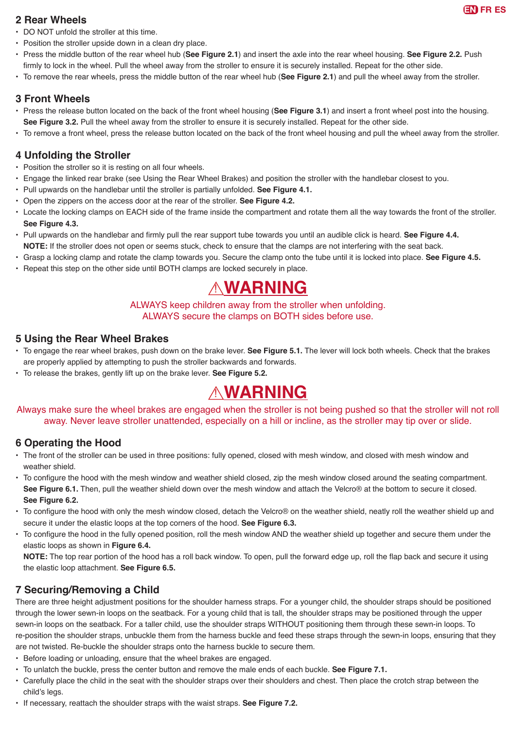## 2 Rear Wheels

- DO NOT unfold the stroller at this time.
- Position the stroller upside down in a clean dry place.
- Press the middle button of the rear wheel hub (**See Figure 2.1**) and insert the axle into the rear wheel housing. **See Figure 2.2.** Push firmly to lock in the wheel. Pull the wheel away from the stroller to ensure it is securely installed. Repeat for the other side.
- To remove the rear wheels, press the middle button of the rear wheel hub (**See Figure 2.1**) and pull the wheel away from the stroller.

## 3 Front Wheels

- Press the release button located on the back of the front wheel housing (**See Figure 3.1**) and insert a front wheel post into the housing. **See Figure 3.2.** Pull the wheel away from the stroller to ensure it is securely installed. Repeat for the other side.
- To remove a front wheel, press the release button located on the back of the front wheel housing and pull the wheel away from the stroller.

## 4 Unfolding the Stroller

- Position the stroller so it is resting on all four wheels.
- Engage the linked rear brake (see Using the Rear Wheel Brakes) and position the stroller with the handlebar closest to you.
- Pull upwards on the handlebar until the stroller is partially unfolded. **See Figure 4.1.**
- Open the zippers on the access door at the rear of the stroller. **See Figure 4.2.**
- Locate the locking clamps on EACH side of the frame inside the compartment and rotate them all the way towards the front of the stroller. **See Figure 4.3.**
- Pull upwards on the handlebar and firmly pull the rear support tube towards you until an audible click is heard. **See Figure 4.4.**
  **NOTE:** If the stroller does not open or seems stuck, check to ensure that the clamps are not interfering with the seat back.
- Grasp a locking clamp and rotate the clamp towards you. Secure the clamp onto the tube until it is locked into place. **See Figure 4.5.**
- Repeat this step on the other side until BOTH clamps are locked securely in place.

### ⚠WARNING

ALWAYS keep children away from the stroller when unfolding.
ALWAYS secure the clamps on BOTH sides before use.

## 5 Using the Rear Wheel Brakes

- To engage the rear wheel brakes, push down on the brake lever. **See Figure 5.1.** The lever will lock both wheels. Check that the brakes are properly applied by attempting to push the stroller backwards and forwards.
- To release the brakes, gently lift up on the brake lever. **See Figure 5.2.**

### ⚠WARNING

Always make sure the wheel brakes are engaged when the stroller is not being pushed so that the stroller will not roll away. Never leave stroller unattended, especially on a hill or incline, as the stroller may tip over or slide.

## 6 Operating the Hood

- The front of the stroller can be used in three positions: fully opened, closed with mesh window, and closed with mesh window and weather shield.
- To configure the hood with the mesh window and weather shield closed, zip the mesh window closed around the seating compartment. **See Figure 6.1.** Then, pull the weather shield down over the mesh window and attach the Velcro® at the bottom to secure it closed. **See Figure 6.2.**
- To configure the hood with only the mesh window closed, detach the Velcro® on the weather shield, neatly roll the weather shield up and secure it under the elastic loops at the top corners of the hood. **See Figure 6.3.**
- To configure the hood in the fully opened position, roll the mesh window AND the weather shield up together and secure them under the elastic loops as shown in **Figure 6.4.**
  **NOTE:** The top rear portion of the hood has a roll back window. To open, pull the forward edge up, roll the flap back and secure it using the elastic loop attachment. **See Figure 6.5.**

## 7 Securing/Removing a Child

There are three height adjustment positions for the shoulder harness straps. For a younger child, the shoulder straps should be positioned through the lower sewn-in loops on the seatback. For a young child that is tall, the shoulder straps may be positioned through the upper sewn-in loops on the seatback. For a taller child, use the shoulder straps WITHOUT positioning them through these sewn-in loops. To re-position the shoulder straps, unbuckle them from the harness buckle and feed these straps through the sewn-in loops, ensuring that they are not twisted. Re-buckle the shoulder straps onto the harness buckle to secure them.

- Before loading or unloading, ensure that the wheel brakes are engaged.
- To unlatch the buckle, press the center button and remove the male ends of each buckle. **See Figure 7.1.**
- Carefully place the child in the seat with the shoulder straps over their shoulders and chest. Then place the crotch strap between the child's legs.
- If necessary, reattach the shoulder straps with the waist straps. **See Figure 7.2.**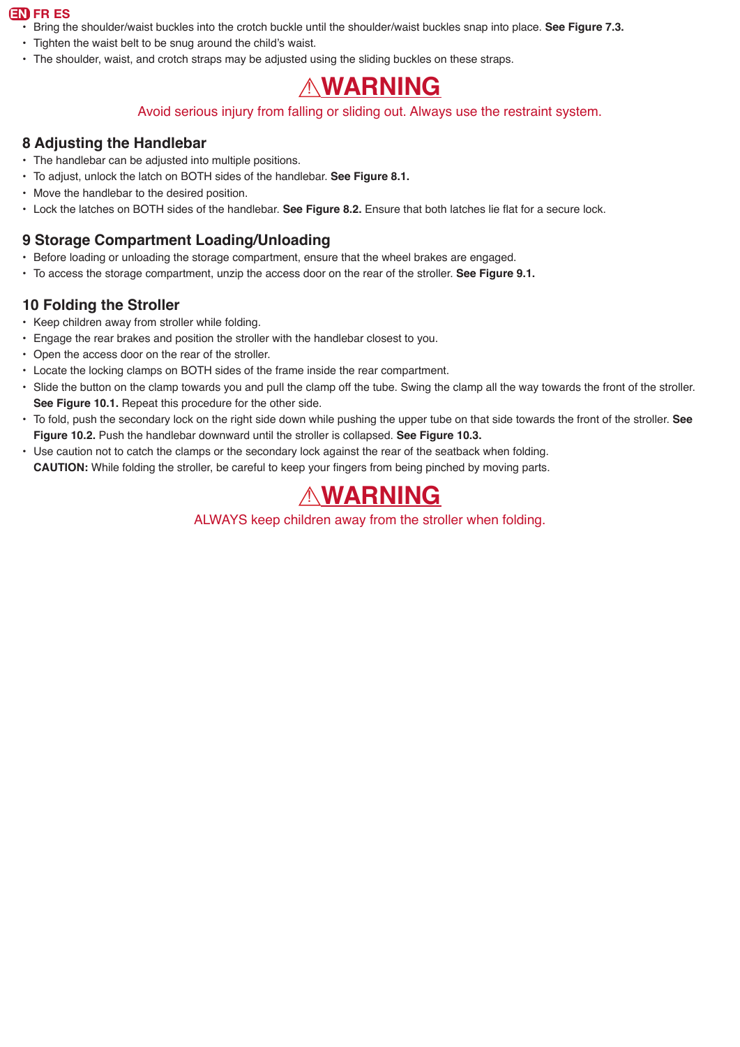- Bring the shoulder/waist buckles into the crotch buckle until the shoulder/waist buckles snap into place. **See Figure 7.3.**
- Tighten the waist belt to be snug around the child's waist.
- The shoulder, waist, and crotch straps may be adjusted using the sliding buckles on these straps.

## ⚠WARNING

Avoid serious injury from falling or sliding out. Always use the restraint system.

## 8 Adjusting the Handlebar

- The handlebar can be adjusted into multiple positions.
- To adjust, unlock the latch on BOTH sides of the handlebar. **See Figure 8.1.**
- Move the handlebar to the desired position.
- Lock the latches on BOTH sides of the handlebar. **See Figure 8.2.** Ensure that both latches lie flat for a secure lock.

## 9 Storage Compartment Loading/Unloading

- Before loading or unloading the storage compartment, ensure that the wheel brakes are engaged.
- To access the storage compartment, unzip the access door on the rear of the stroller. **See Figure 9.1.**

## 10 Folding the Stroller

- Keep children away from stroller while folding.
- Engage the rear brakes and position the stroller with the handlebar closest to you.
- Open the access door on the rear of the stroller.
- Locate the locking clamps on BOTH sides of the frame inside the rear compartment.
- Slide the button on the clamp towards you and pull the clamp off the tube. Swing the clamp all the way towards the front of the stroller. **See Figure 10.1.** Repeat this procedure for the other side.
- To fold, push the secondary lock on the right side down while pushing the upper tube on that side towards the front of the stroller. **See Figure 10.2.** Push the handlebar downward until the stroller is collapsed. **See Figure 10.3.**
- Use caution not to catch the clamps or the secondary lock against the rear of the seatback when folding.
  **CAUTION:** While folding the stroller, be careful to keep your fingers from being pinched by moving parts.

## ⚠WARNING

ALWAYS keep children away from the stroller when folding.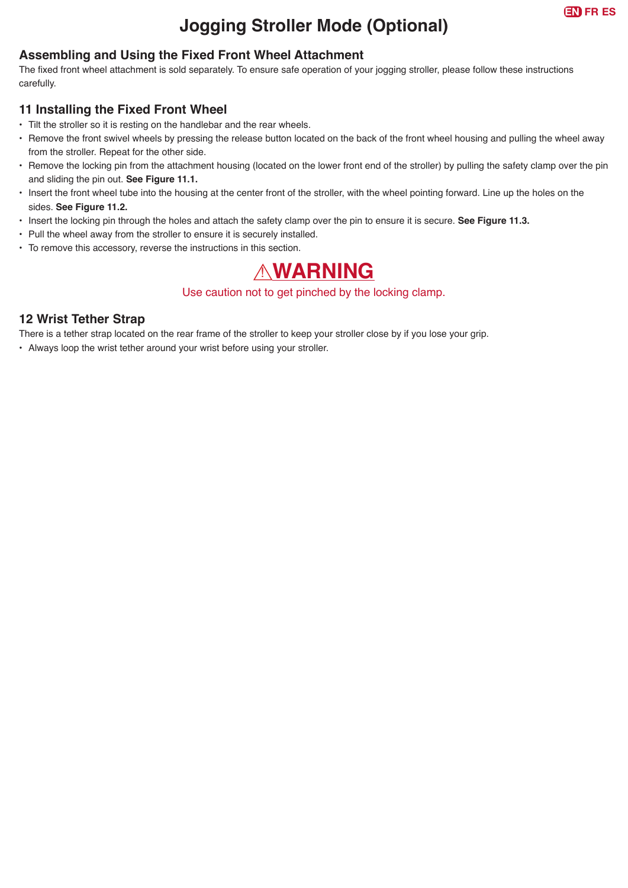# Jogging Stroller Mode (Optional)

## Assembling and Using the Fixed Front Wheel Attachment

The fixed front wheel attachment is sold separately. To ensure safe operation of your jogging stroller, please follow these instructions carefully.

## 11 Installing the Fixed Front Wheel

- Tilt the stroller so it is resting on the handlebar and the rear wheels.
- Remove the front swivel wheels by pressing the release button located on the back of the front wheel housing and pulling the wheel away from the stroller. Repeat for the other side.
- Remove the locking pin from the attachment housing (located on the lower front end of the stroller) by pulling the safety clamp over the pin and sliding the pin out. **See Figure 11.1.**
- Insert the front wheel tube into the housing at the center front of the stroller, with the wheel pointing forward. Line up the holes on the sides. **See Figure 11.2.**
- Insert the locking pin through the holes and attach the safety clamp over the pin to ensure it is secure. **See Figure 11.3.**
- Pull the wheel away from the stroller to ensure it is securely installed.
- To remove this accessory, reverse the instructions in this section.

**⚠WARNING**

Use caution not to get pinched by the locking clamp.

## 12 Wrist Tether Strap

There is a tether strap located on the rear frame of the stroller to keep your stroller close by if you lose your grip.

- Always loop the wrist tether around your wrist before using your stroller.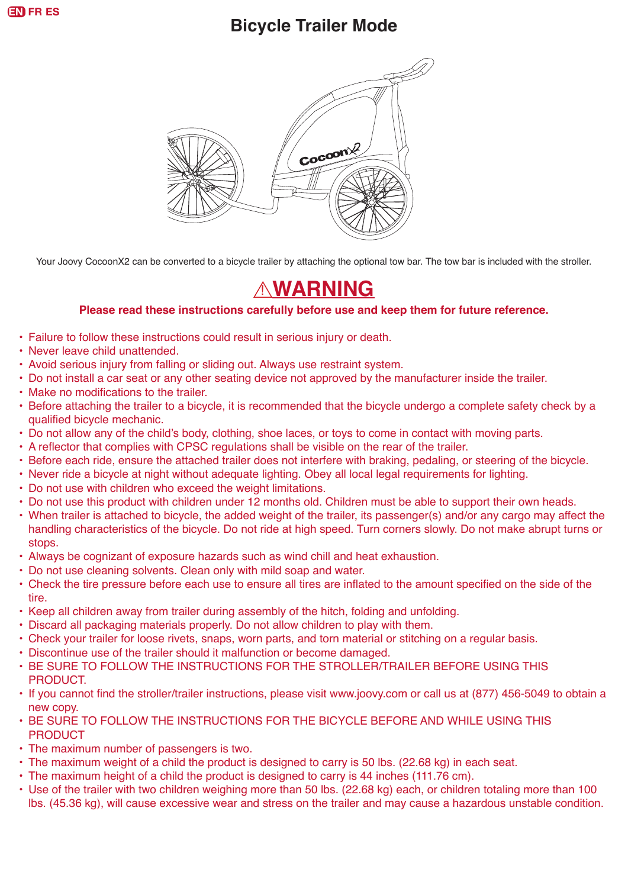# Bicycle Trailer Mode

Your Joovy CocoonX2 can be converted to a bicycle trailer by attaching the optional tow bar. The tow bar is included with the stroller.

## ⚠WARNING

**Please read these instructions carefully before use and keep them for future reference.**

- Failure to follow these instructions could result in serious injury or death.
- Never leave child unattended.
- Avoid serious injury from falling or sliding out. Always use restraint system.
- Do not install a car seat or any other seating device not approved by the manufacturer inside the trailer.
- Make no modifications to the trailer.
- Before attaching the trailer to a bicycle, it is recommended that the bicycle undergo a complete safety check by a qualified bicycle mechanic.
- Do not allow any of the child's body, clothing, shoe laces, or toys to come in contact with moving parts.
- A reflector that complies with CPSC regulations shall be visible on the rear of the trailer.
- Before each ride, ensure the attached trailer does not interfere with braking, pedaling, or steering of the bicycle.
- Never ride a bicycle at night without adequate lighting. Obey all local legal requirements for lighting.
- Do not use with children who exceed the weight limitations.
- Do not use this product with children under 12 months old. Children must be able to support their own heads.
- When trailer is attached to bicycle, the added weight of the trailer, its passenger(s) and/or any cargo may affect the handling characteristics of the bicycle. Do not ride at high speed. Turn corners slowly. Do not make abrupt turns or stops.
- Always be cognizant of exposure hazards such as wind chill and heat exhaustion.
- Do not use cleaning solvents. Clean only with mild soap and water.
- Check the tire pressure before each use to ensure all tires are inflated to the amount specified on the side of the tire.
- Keep all children away from trailer during assembly of the hitch, folding and unfolding.
- Discard all packaging materials properly. Do not allow children to play with them.
- Check your trailer for loose rivets, snaps, worn parts, and torn material or stitching on a regular basis.
- Discontinue use of the trailer should it malfunction or become damaged.
- BE SURE TO FOLLOW THE INSTRUCTIONS FOR THE STROLLER/TRAILER BEFORE USING THIS PRODUCT.
- If you cannot find the stroller/trailer instructions, please visit www.joovy.com or call us at (877) 456-5049 to obtain a new copy.
- BE SURE TO FOLLOW THE INSTRUCTIONS FOR THE BICYCLE BEFORE AND WHILE USING THIS PRODUCT
- The maximum number of passengers is two.
- The maximum weight of a child the product is designed to carry is 50 lbs. (22.68 kg) in each seat.
- The maximum height of a child the product is designed to carry is 44 inches (111.76 cm).
- Use of the trailer with two children weighing more than 50 lbs. (22.68 kg) each, or children totaling more than 100 lbs. (45.36 kg), will cause excessive wear and stress on the trailer and may cause a hazardous unstable condition.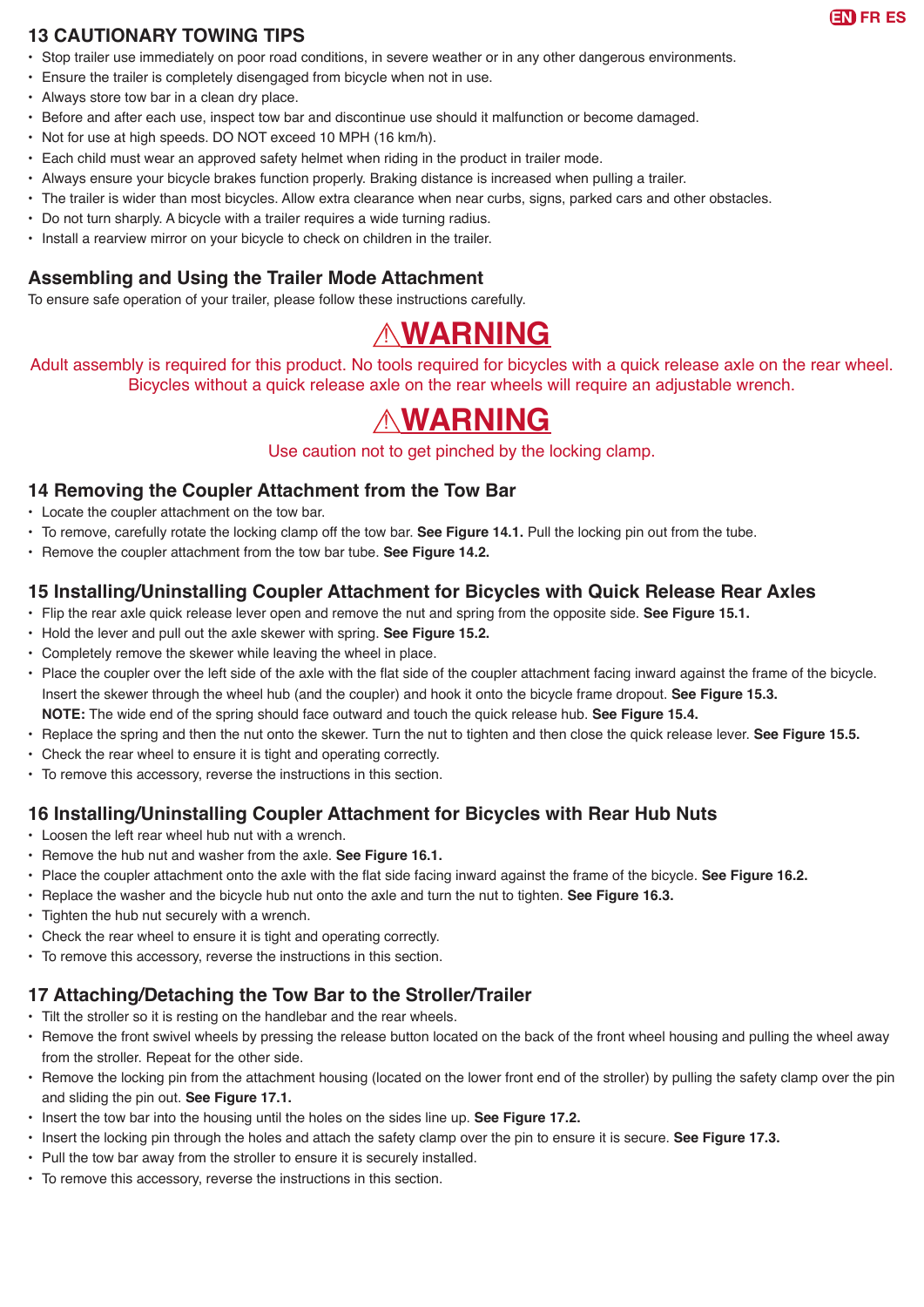## 13 CAUTIONARY TOWING TIPS

- Stop trailer use immediately on poor road conditions, in severe weather or in any other dangerous environments.
- Ensure the trailer is completely disengaged from bicycle when not in use.
- Always store tow bar in a clean dry place.
- Before and after each use, inspect tow bar and discontinue use should it malfunction or become damaged.
- Not for use at high speeds. DO NOT exceed 10 MPH (16 km/h).
- Each child must wear an approved safety helmet when riding in the product in trailer mode.
- Always ensure your bicycle brakes function properly. Braking distance is increased when pulling a trailer.
- The trailer is wider than most bicycles. Allow extra clearance when near curbs, signs, parked cars and other obstacles.
- Do not turn sharply. A bicycle with a trailer requires a wide turning radius.
- Install a rearview mirror on your bicycle to check on children in the trailer.

## Assembling and Using the Trailer Mode Attachment

To ensure safe operation of your trailer, please follow these instructions carefully.

### ⚠WARNING

Adult assembly is required for this product. No tools required for bicycles with a quick release axle on the rear wheel. Bicycles without a quick release axle on the rear wheels will require an adjustable wrench.

### ⚠WARNING

Use caution not to get pinched by the locking clamp.

## 14 Removing the Coupler Attachment from the Tow Bar

- Locate the coupler attachment on the tow bar.
- To remove, carefully rotate the locking clamp off the tow bar. **See Figure 14.1.** Pull the locking pin out from the tube.
- Remove the coupler attachment from the tow bar tube. **See Figure 14.2.**

## 15 Installing/Uninstalling Coupler Attachment for Bicycles with Quick Release Rear Axles

- Flip the rear axle quick release lever open and remove the nut and spring from the opposite side. **See Figure 15.1.**
- Hold the lever and pull out the axle skewer with spring. **See Figure 15.2.**
- Completely remove the skewer while leaving the wheel in place.
- Place the coupler over the left side of the axle with the flat side of the coupler attachment facing inward against the frame of the bicycle. Insert the skewer through the wheel hub (and the coupler) and hook it onto the bicycle frame dropout. **See Figure 15.3.**
  **NOTE:** The wide end of the spring should face outward and touch the quick release hub. **See Figure 15.4.**
- Replace the spring and then the nut onto the skewer. Turn the nut to tighten and then close the quick release lever. **See Figure 15.5.**
- Check the rear wheel to ensure it is tight and operating correctly.
- To remove this accessory, reverse the instructions in this section.

## 16 Installing/Uninstalling Coupler Attachment for Bicycles with Rear Hub Nuts

- Loosen the left rear wheel hub nut with a wrench.
- Remove the hub nut and washer from the axle. **See Figure 16.1.**
- Place the coupler attachment onto the axle with the flat side facing inward against the frame of the bicycle. **See Figure 16.2.**
- Replace the washer and the bicycle hub nut onto the axle and turn the nut to tighten. **See Figure 16.3.**
- Tighten the hub nut securely with a wrench.
- Check the rear wheel to ensure it is tight and operating correctly.
- To remove this accessory, reverse the instructions in this section.

## 17 Attaching/Detaching the Tow Bar to the Stroller/Trailer

- Tilt the stroller so it is resting on the handlebar and the rear wheels.
- Remove the front swivel wheels by pressing the release button located on the back of the front wheel housing and pulling the wheel away from the stroller. Repeat for the other side.
- Remove the locking pin from the attachment housing (located on the lower front end of the stroller) by pulling the safety clamp over the pin and sliding the pin out. **See Figure 17.1.**
- Insert the tow bar into the housing until the holes on the sides line up. **See Figure 17.2.**
- Insert the locking pin through the holes and attach the safety clamp over the pin to ensure it is secure. **See Figure 17.3.**
- Pull the tow bar away from the stroller to ensure it is securely installed.
- To remove this accessory, reverse the instructions in this section.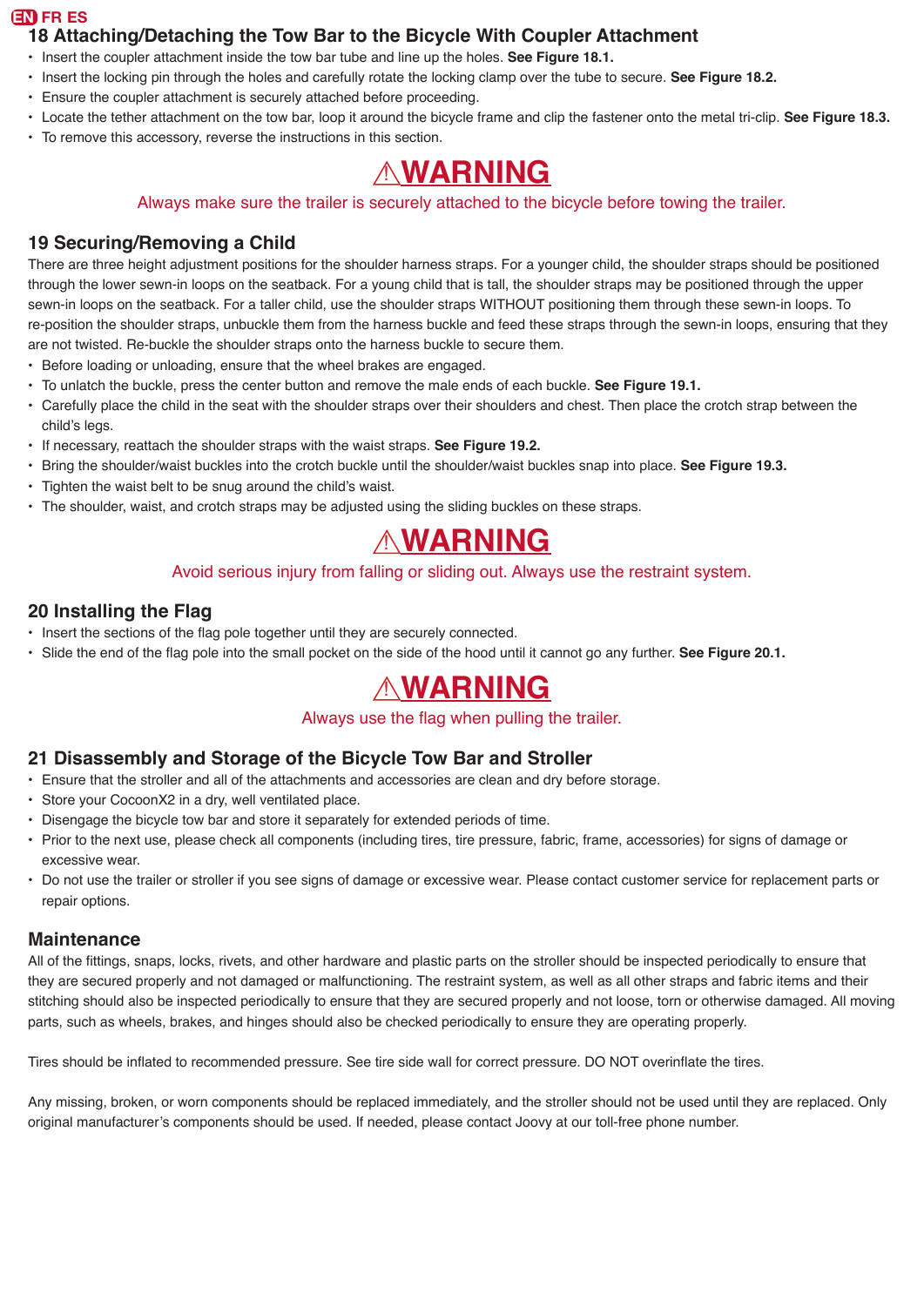## 18 Attaching/Detaching the Tow Bar to the Bicycle With Coupler Attachment

- Insert the coupler attachment inside the tow bar tube and line up the holes. **See Figure 18.1.**
- Insert the locking pin through the holes and carefully rotate the locking clamp over the tube to secure. **See Figure 18.2.**
- Ensure the coupler attachment is securely attached before proceeding.
- Locate the tether attachment on the tow bar, loop it around the bicycle frame and clip the fastener onto the metal tri-clip. **See Figure 18.3.**
- To remove this accessory, reverse the instructions in this section.

# ⚠WARNING

Always make sure the trailer is securely attached to the bicycle before towing the trailer.

## 19 Securing/Removing a Child

There are three height adjustment positions for the shoulder harness straps. For a younger child, the shoulder straps should be positioned through the lower sewn-in loops on the seatback. For a young child that is tall, the shoulder straps may be positioned through the upper sewn-in loops on the seatback. For a taller child, use the shoulder straps WITHOUT positioning them through these sewn-in loops. To re-position the shoulder straps, unbuckle them from the harness buckle and feed these straps through the sewn-in loops, ensuring that they are not twisted. Re-buckle the shoulder straps onto the harness buckle to secure them.

- Before loading or unloading, ensure that the wheel brakes are engaged.
- To unlatch the buckle, press the center button and remove the male ends of each buckle. **See Figure 19.1.**
- Carefully place the child in the seat with the shoulder straps over their shoulders and chest. Then place the crotch strap between the child's legs.
- If necessary, reattach the shoulder straps with the waist straps. **See Figure 19.2.**
- Bring the shoulder/waist buckles into the crotch buckle until the shoulder/waist buckles snap into place. **See Figure 19.3.**
- Tighten the waist belt to be snug around the child's waist.
- The shoulder, waist, and crotch straps may be adjusted using the sliding buckles on these straps.

# ⚠WARNING

Avoid serious injury from falling or sliding out. Always use the restraint system.

## 20 Installing the Flag

- Insert the sections of the flag pole together until they are securely connected.
- Slide the end of the flag pole into the small pocket on the side of the hood until it cannot go any further. **See Figure 20.1.**

# ⚠WARNING

Always use the flag when pulling the trailer.

## 21 Disassembly and Storage of the Bicycle Tow Bar and Stroller

- Ensure that the stroller and all of the attachments and accessories are clean and dry before storage.
- Store your CocoonX2 in a dry, well ventilated place.
- Disengage the bicycle tow bar and store it separately for extended periods of time.
- Prior to the next use, please check all components (including tires, tire pressure, fabric, frame, accessories) for signs of damage or excessive wear.
- Do not use the trailer or stroller if you see signs of damage or excessive wear. Please contact customer service for replacement parts or repair options.

## Maintenance

All of the fittings, snaps, locks, rivets, and other hardware and plastic parts on the stroller should be inspected periodically to ensure that they are secured properly and not damaged or malfunctioning. The restraint system, as well as all other straps and fabric items and their stitching should also be inspected periodically to ensure that they are secured properly and not loose, torn or otherwise damaged. All moving parts, such as wheels, brakes, and hinges should also be checked periodically to ensure they are operating properly.

Tires should be inflated to recommended pressure. See tire side wall for correct pressure. DO NOT overinflate the tires.

Any missing, broken, or worn components should be replaced immediately, and the stroller should not be used until they are replaced. Only original manufacturer's components should be used. If needed, please contact Joovy at our toll-free phone number.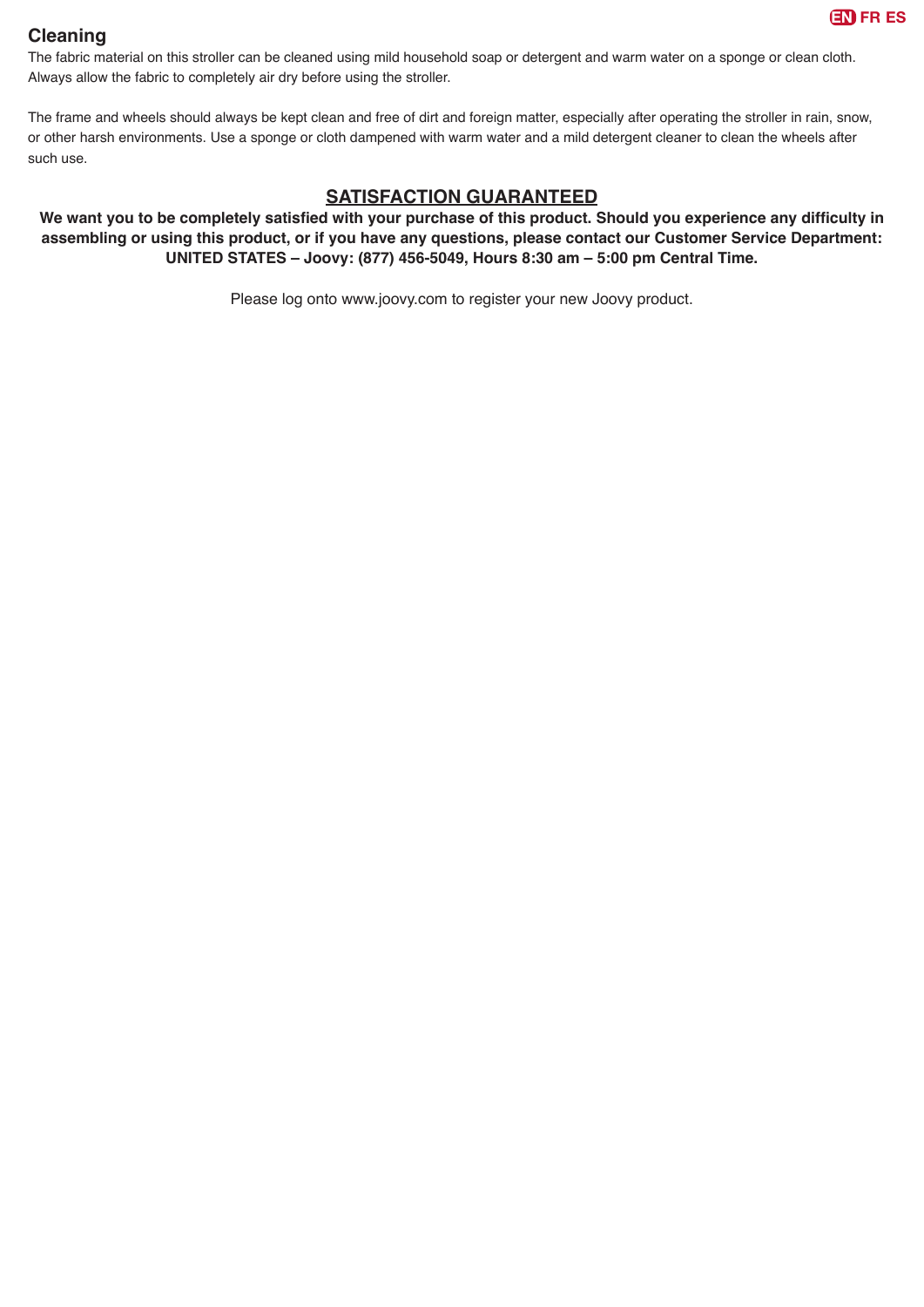## Cleaning

The fabric material on this stroller can be cleaned using mild household soap or detergent and warm water on a sponge or clean cloth. Always allow the fabric to completely air dry before using the stroller.

The frame and wheels should always be kept clean and free of dirt and foreign matter, especially after operating the stroller in rain, snow, or other harsh environments. Use a sponge or cloth dampened with warm water and a mild detergent cleaner to clean the wheels after such use.

## SATISFACTION GUARANTEED

**We want you to be completely satisfied with your purchase of this product. Should you experience any difficulty in assembling or using this product, or if you have any questions, please contact our Customer Service Department: UNITED STATES – Joovy: (877) 456-5049, Hours 8:30 am – 5:00 pm Central Time.**

Please log onto www.joovy.com to register your new Joovy product.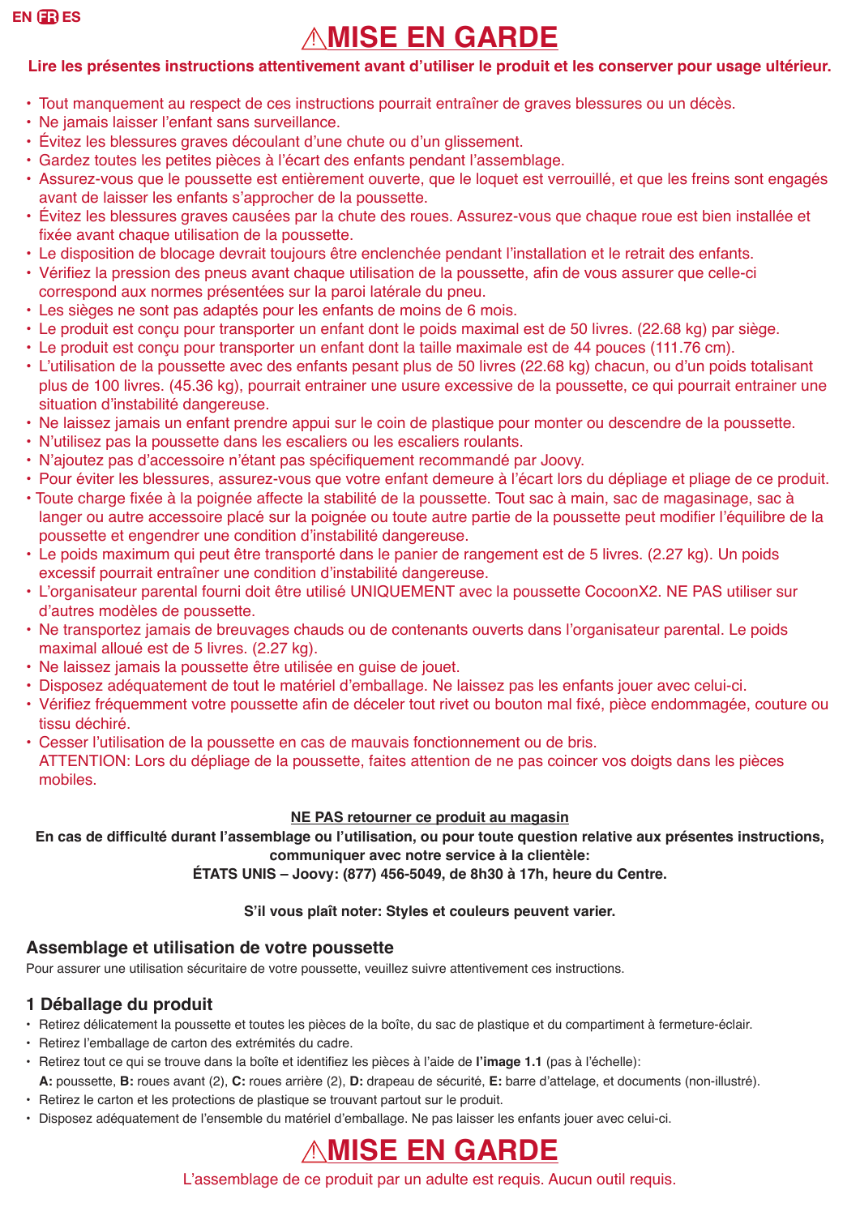EN FR ES

# ⚠MISE EN GARDE

**Lire les présentes instructions attentivement avant d'utiliser le produit et les conserver pour usage ultérieur.**

- Tout manquement au respect de ces instructions pourrait entraîner de graves blessures ou un décès.
- Ne jamais laisser l'enfant sans surveillance.
- Évitez les blessures graves découlant d'une chute ou d'un glissement.
- Gardez toutes les petites pièces à l'écart des enfants pendant l'assemblage.
- Assurez-vous que le poussette est entièrement ouverte, que le loquet est verrouillé, et que les freins sont engagés avant de laisser les enfants s'approcher de la poussette.
- Évitez les blessures graves causées par la chute des roues. Assurez-vous que chaque roue est bien installée et fixée avant chaque utilisation de la poussette.
- Le disposition de blocage devrait toujours être enclenchée pendant l'installation et le retrait des enfants.
- Vérifiez la pression des pneus avant chaque utilisation de la poussette, afin de vous assurer que celle-ci correspond aux normes présentées sur la paroi latérale du pneu.
- Les sièges ne sont pas adaptés pour les enfants de moins de 6 mois.
- Le produit est conçu pour transporter un enfant dont le poids maximal est de 50 livres. (22.68 kg) par siège.
- Le produit est conçu pour transporter un enfant dont la taille maximale est de 44 pouces (111.76 cm).
- L'utilisation de la poussette avec des enfants pesant plus de 50 livres (22.68 kg) chacun, ou d'un poids totalisant plus de 100 livres. (45.36 kg), pourrait entrainer une usure excessive de la poussette, ce qui pourrait entrainer une situation d'instabilité dangereuse.
- Ne laissez jamais un enfant prendre appui sur le coin de plastique pour monter ou descendre de la poussette.
- N'utilisez pas la poussette dans les escaliers ou les escaliers roulants.
- N'ajoutez pas d'accessoire n'étant pas spécifiquement recommandé par Joovy.
- Pour éviter les blessures, assurez-vous que votre enfant demeure à l'écart lors du dépliage et pliage de ce produit.
- Toute charge fixée à la poignée affecte la stabilité de la poussette. Tout sac à main, sac de magasinage, sac à langer ou autre accessoire placé sur la poignée ou toute autre partie de la poussette peut modifier l'équilibre de la poussette et engendrer une condition d'instabilité dangereuse.
- Le poids maximum qui peut être transporté dans le panier de rangement est de 5 livres. (2.27 kg). Un poids excessif pourrait entraîner une condition d'instabilité dangereuse.
- L'organisateur parental fourni doit être utilisé UNIQUEMENT avec la poussette CocoonX2. NE PAS utiliser sur d'autres modèles de poussette.
- Ne transportez jamais de breuvages chauds ou de contenants ouverts dans l'organisateur parental. Le poids maximal alloué est de 5 livres. (2.27 kg).
- Ne laissez jamais la poussette être utilisée en guise de jouet.
- Disposez adéquatement de tout le matériel d'emballage. Ne laissez pas les enfants jouer avec celui-ci.
- Vérifiez fréquemment votre poussette afin de déceler tout rivet ou bouton mal fixé, pièce endommagée, couture ou tissu déchiré.
- Cesser l'utilisation de la poussette en cas de mauvais fonctionnement ou de bris.
  ATTENTION: Lors du dépliage de la poussette, faites attention de ne pas coincer vos doigts dans les pièces mobiles.

**NE PAS retourner ce produit au magasin**

**En cas de difficulté durant l'assemblage ou l'utilisation, ou pour toute question relative aux présentes instructions, communiquer avec notre service à la clientèle:**

**ÉTATS UNIS – Joovy: (877) 456-5049, de 8h30 à 17h, heure du Centre.**

**S'il vous plaît noter: Styles et couleurs peuvent varier.**

## Assemblage et utilisation de votre poussette

Pour assurer une utilisation sécuritaire de votre poussette, veuillez suivre attentivement ces instructions.

## 1 Déballage du produit

- Retirez délicatement la poussette et toutes les pièces de la boîte, du sac de plastique et du compartiment à fermeture-éclair.
- Retirez l'emballage de carton des extrémités du cadre.
- Retirez tout ce qui se trouve dans la boîte et identifiez les pièces à l'aide de **l'image 1.1** (pas à l'échelle):
  **A:** poussette, **B:** roues avant (2), **C:** roues arrière (2), **D:** drapeau de sécurité, **E:** barre d'attelage, et documents (non-illustré).
- Retirez le carton et les protections de plastique se trouvant partout sur le produit.
- Disposez adéquatement de l'ensemble du matériel d'emballage. Ne pas laisser les enfants jouer avec celui-ci.

# ⚠MISE EN GARDE

L'assemblage de ce produit par un adulte est requis. Aucun outil requis.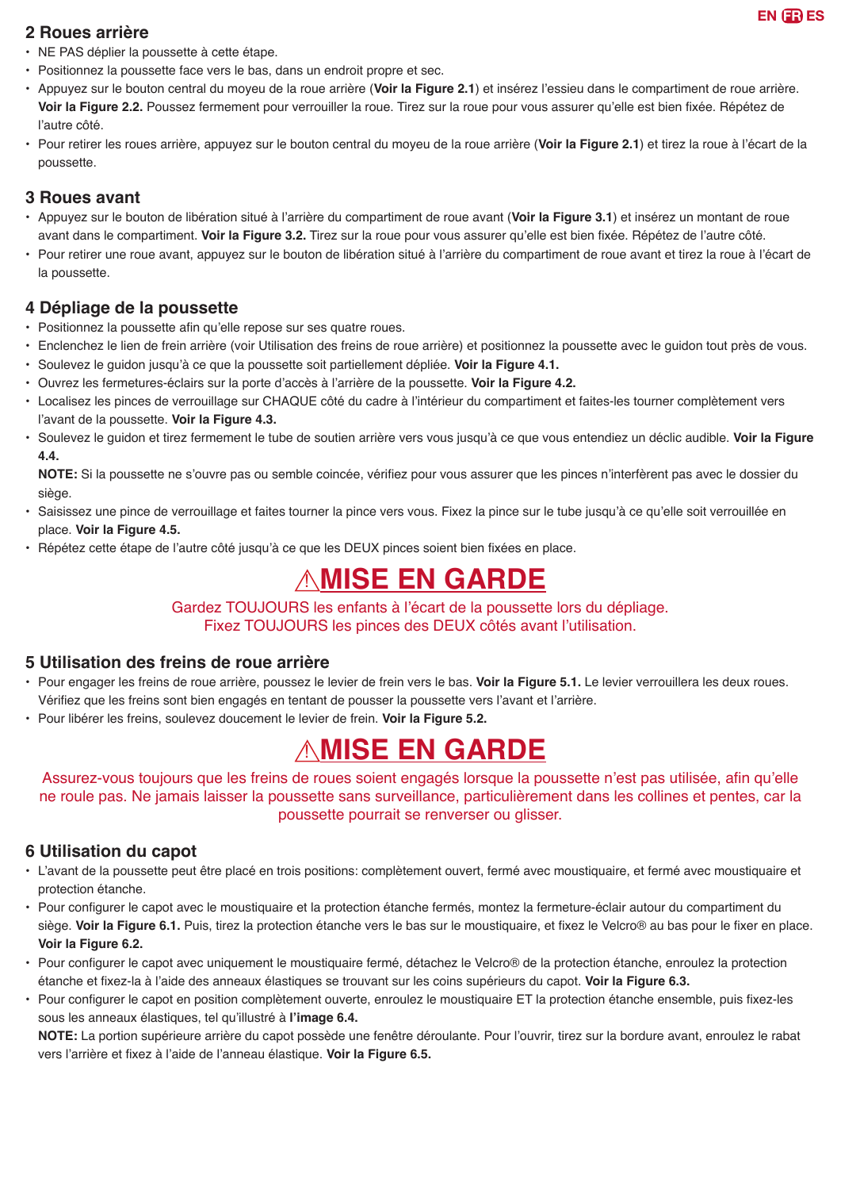## 2 Roues arrière

- NE PAS déplier la poussette à cette étape.
- Positionnez la poussette face vers le bas, dans un endroit propre et sec.
- Appuyez sur le bouton central du moyeu de la roue arrière (**Voir la Figure 2.1**) et insérez l'essieu dans le compartiment de roue arrière. **Voir la Figure 2.2.** Poussez fermement pour verrouiller la roue. Tirez sur la roue pour vous assurer qu'elle est bien fixée. Répétez de l'autre côté.
- Pour retirer les roues arrière, appuyez sur le bouton central du moyeu de la roue arrière (**Voir la Figure 2.1**) et tirez la roue à l'écart de la poussette.

## 3 Roues avant

- Appuyez sur le bouton de libération situé à l'arrière du compartiment de roue avant (**Voir la Figure 3.1**) et insérez un montant de roue avant dans le compartiment. **Voir la Figure 3.2.** Tirez sur la roue pour vous assurer qu'elle est bien fixée. Répétez de l'autre côté.
- Pour retirer une roue avant, appuyez sur le bouton de libération situé à l'arrière du compartiment de roue avant et tirez la roue à l'écart de la poussette.

## 4 Dépliage de la poussette

- Positionnez la poussette afin qu'elle repose sur ses quatre roues.
- Enclenchez le lien de frein arrière (voir Utilisation des freins de roue arrière) et positionnez la poussette avec le guidon tout près de vous.
- Soulevez le guidon jusqu'à ce que la poussette soit partiellement dépliée. **Voir la Figure 4.1.**
- Ouvrez les fermetures-éclairs sur la porte d'accès à l'arrière de la poussette. **Voir la Figure 4.2.**
- Localisez les pinces de verrouillage sur CHAQUE côté du cadre à l'intérieur du compartiment et faites-les tourner complètement vers l'avant de la poussette. **Voir la Figure 4.3.**
- Soulevez le guidon et tirez fermement le tube de soutien arrière vers vous jusqu'à ce que vous entendiez un déclic audible. **Voir la Figure 4.4.**
  **NOTE:** Si la poussette ne s'ouvre pas ou semble coincée, vérifiez pour vous assurer que les pinces n'interfèrent pas avec le dossier du siège.
- Saisissez une pince de verrouillage et faites tourner la pince vers vous. Fixez la pince sur le tube jusqu'à ce qu'elle soit verrouillée en place. **Voir la Figure 4.5.**
- Répétez cette étape de l'autre côté jusqu'à ce que les DEUX pinces soient bien fixées en place.

# ⚠MISE EN GARDE

Gardez TOUJOURS les enfants à l'écart de la poussette lors du dépliage.
Fixez TOUJOURS les pinces des DEUX côtés avant l'utilisation.

## 5 Utilisation des freins de roue arrière

- Pour engager les freins de roue arrière, poussez le levier de frein vers le bas. **Voir la Figure 5.1.** Le levier verrouillera les deux roues. Vérifiez que les freins sont bien engagés en tentant de pousser la poussette vers l'avant et l'arrière.
- Pour libérer les freins, soulevez doucement le levier de frein. **Voir la Figure 5.2.**

# ⚠MISE EN GARDE

Assurez-vous toujours que les freins de roues soient engagés lorsque la poussette n'est pas utilisée, afin qu'elle ne roule pas. Ne jamais laisser la poussette sans surveillance, particulièrement dans les collines et pentes, car la poussette pourrait se renverser ou glisser.

## 6 Utilisation du capot

- L'avant de la poussette peut être placé en trois positions: complètement ouvert, fermé avec moustiquaire, et fermé avec moustiquaire et protection étanche.
- Pour configurer le capot avec le moustiquaire et la protection étanche fermés, montez la fermeture-éclair autour du compartiment du siège. **Voir la Figure 6.1.** Puis, tirez la protection étanche vers le bas sur le moustiquaire, et fixez le Velcro® au bas pour le fixer en place. **Voir la Figure 6.2.**
- Pour configurer le capot avec uniquement le moustiquaire fermé, détachez le Velcro® de la protection étanche, enroulez la protection étanche et fixez-la à l'aide des anneaux élastiques se trouvant sur les coins supérieurs du capot. **Voir la Figure 6.3.**
- Pour configurer le capot en position complètement ouverte, enroulez le moustiquaire ET la protection étanche ensemble, puis fixez-les sous les anneaux élastiques, tel qu'illustré à **l'image 6.4.**
  **NOTE:** La portion supérieure arrière du capot possède une fenêtre déroulante. Pour l'ouvrir, tirez sur la bordure avant, enroulez le rabat vers l'arrière et fixez à l'aide de l'anneau élastique. **Voir la Figure 6.5.**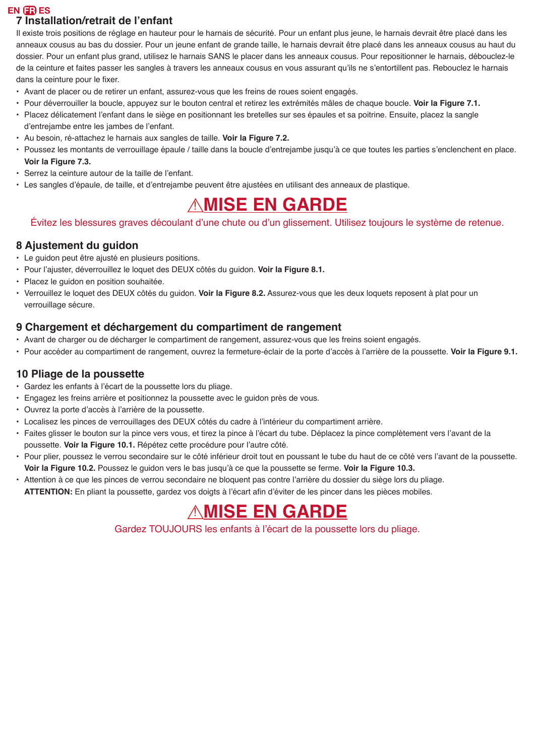## 7 Installation/retrait de l'enfant

Il existe trois positions de réglage en hauteur pour le harnais de sécurité. Pour un enfant plus jeune, le harnais devrait être placé dans les anneaux cousus au bas du dossier. Pour un jeune enfant de grande taille, le harnais devrait être placé dans les anneaux cousus au haut du dossier. Pour un enfant plus grand, utilisez le harnais SANS le placer dans les anneaux cousus. Pour repositionner le harnais, débouclez-le de la ceinture et faites passer les sangles à travers les anneaux cousus en vous assurant qu'ils ne s'entortillent pas. Rebouclez le harnais dans la ceinture pour le fixer.

- Avant de placer ou de retirer un enfant, assurez-vous que les freins de roues soient engagés.
- Pour déverrouiller la boucle, appuyez sur le bouton central et retirez les extrémités mâles de chaque boucle. **Voir la Figure 7.1.**
- Placez délicatement l'enfant dans le siège en positionnant les bretelles sur ses épaules et sa poitrine. Ensuite, placez la sangle d'entrejambe entre les jambes de l'enfant.
- Au besoin, ré-attachez le harnais aux sangles de taille. **Voir la Figure 7.2.**
- Poussez les montants de verrouillage épaule / taille dans la boucle d'entrejambe jusqu'à ce que toutes les parties s'enclenchent en place. **Voir la Figure 7.3.**
- Serrez la ceinture autour de la taille de l'enfant.
- Les sangles d'épaule, de taille, et d'entrejambe peuvent être ajustées en utilisant des anneaux de plastique.

### ⚠MISE EN GARDE

Évitez les blessures graves découlant d'une chute ou d'un glissement. Utilisez toujours le système de retenue.

## 8 Ajustement du guidon

- Le guidon peut être ajusté en plusieurs positions.
- Pour l'ajuster, déverrouillez le loquet des DEUX côtés du guidon. **Voir la Figure 8.1.**
- Placez le guidon en position souhaitée.
- Verrouillez le loquet des DEUX côtés du guidon. **Voir la Figure 8.2.** Assurez-vous que les deux loquets reposent à plat pour un verrouillage sécure.

## 9 Chargement et déchargement du compartiment de rangement

- Avant de charger ou de décharger le compartiment de rangement, assurez-vous que les freins soient engagés.
- Pour accéder au compartiment de rangement, ouvrez la fermeture-éclair de la porte d'accès à l'arrière de la poussette. **Voir la Figure 9.1.**

## 10 Pliage de la poussette

- Gardez les enfants à l'écart de la poussette lors du pliage.
- Engagez les freins arrière et positionnez la poussette avec le guidon près de vous.
- Ouvrez la porte d'accès à l'arrière de la poussette.
- Localisez les pinces de verrouillages des DEUX côtés du cadre à l'intérieur du compartiment arrière.
- Faites glisser le bouton sur la pince vers vous, et tirez la pince à l'écart du tube. Déplacez la pince complètement vers l'avant de la poussette. **Voir la Figure 10.1.** Répétez cette procédure pour l'autre côté.
- Pour plier, poussez le verrou secondaire sur le côté inférieur droit tout en poussant le tube du haut de ce côté vers l'avant de la poussette. **Voir la Figure 10.2.** Poussez le guidon vers le bas jusqu'à ce que la poussette se ferme. **Voir la Figure 10.3.**
- Attention à ce que les pinces de verrou secondaire ne bloquent pas contre l'arrière du dossier du siège lors du pliage.
  **ATTENTION:** En pliant la poussette, gardez vos doigts à l'écart afin d'éviter de les pincer dans les pièces mobiles.

### ⚠MISE EN GARDE

Gardez TOUJOURS les enfants à l'écart de la poussette lors du pliage.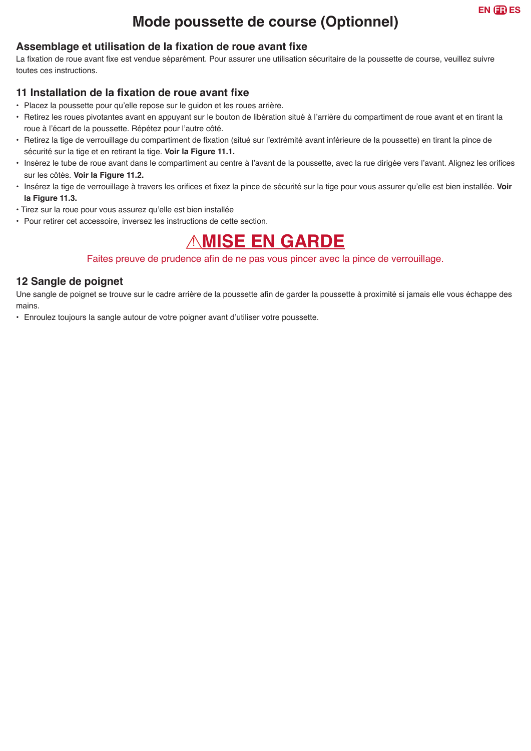# Mode poussette de course (Optionnel)

## Assemblage et utilisation de la fixation de roue avant fixe

La fixation de roue avant fixe est vendue séparément. Pour assurer une utilisation sécuritaire de la poussette de course, veuillez suivre toutes ces instructions.

## 11 Installation de la fixation de roue avant fixe

- Placez la poussette pour qu'elle repose sur le guidon et les roues arrière.
- Retirez les roues pivotantes avant en appuyant sur le bouton de libération situé à l'arrière du compartiment de roue avant et en tirant la roue à l'écart de la poussette. Répétez pour l'autre côté.
- Retirez la tige de verrouillage du compartiment de fixation (situé sur l'extrémité avant inférieure de la poussette) en tirant la pince de sécurité sur la tige et en retirant la tige. **Voir la Figure 11.1.**
- Insérez le tube de roue avant dans le compartiment au centre à l'avant de la poussette, avec la rue dirigée vers l'avant. Alignez les orifices sur les côtés. **Voir la Figure 11.2.**
- Insérez la tige de verrouillage à travers les orifices et fixez la pince de sécurité sur la tige pour vous assurer qu'elle est bien installée. **Voir la Figure 11.3.**
- Tirez sur la roue pour vous assurez qu'elle est bien installée
- Pour retirer cet accessoire, inversez les instructions de cette section.

# ⚠MISE EN GARDE

Faites preuve de prudence afin de ne pas vous pincer avec la pince de verrouillage.

## 12 Sangle de poignet

Une sangle de poignet se trouve sur le cadre arrière de la poussette afin de garder la poussette à proximité si jamais elle vous échappe des mains.

- Enroulez toujours la sangle autour de votre poigner avant d'utiliser votre poussette.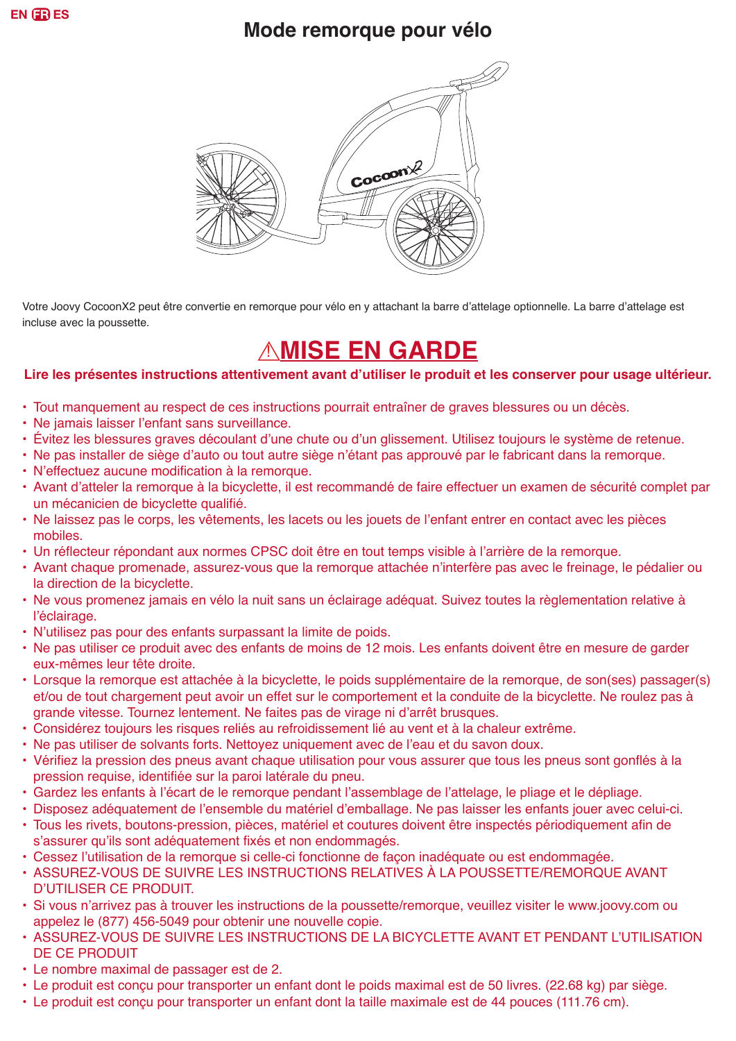EN FR ES

# Mode remorque pour vélo

Votre Joovy CocoonX2 peut être convertie en remorque pour vélo en y attachant la barre d'attelage optionnelle. La barre d'attelage est incluse avec la poussette.

## ⚠MISE EN GARDE

**Lire les présentes instructions attentivement avant d'utiliser le produit et les conserver pour usage ultérieur.**

- Tout manquement au respect de ces instructions pourrait entraîner de graves blessures ou un décès.
- Ne jamais laisser l'enfant sans surveillance.
- Évitez les blessures graves découlant d'une chute ou d'un glissement. Utilisez toujours le système de retenue.
- Ne pas installer de siège d'auto ou tout autre siège n'étant pas approuvé par le fabricant dans la remorque.
- N'effectuez aucune modification à la remorque.
- Avant d'atteler la remorque à la bicyclette, il est recommandé de faire effectuer un examen de sécurité complet par un mécanicien de bicyclette qualifié.
- Ne laissez pas le corps, les vêtements, les lacets ou les jouets de l'enfant entrer en contact avec les pièces mobiles.
- Un réflecteur répondant aux normes CPSC doit être en tout temps visible à l'arrière de la remorque.
- Avant chaque promenade, assurez-vous que la remorque attachée n'interfère pas avec le freinage, le pédalier ou la direction de la bicyclette.
- Ne vous promenez jamais en vélo la nuit sans un éclairage adéquat. Suivez toutes la règlementation relative à l'éclairage.
- N'utilisez pas pour des enfants surpassant la limite de poids.
- Ne pas utiliser ce produit avec des enfants de moins de 12 mois. Les enfants doivent être en mesure de garder eux-mêmes leur tête droite.
- Lorsque la remorque est attachée à la bicyclette, le poids supplémentaire de la remorque, de son(ses) passager(s) et/ou de tout chargement peut avoir un effet sur le comportement et la conduite de la bicyclette. Ne roulez pas à grande vitesse. Tournez lentement. Ne faites pas de virage ni d'arrêt brusques.
- Considérez toujours les risques reliés au refroidissement lié au vent et à la chaleur extrême.
- Ne pas utiliser de solvants forts. Nettoyez uniquement avec de l'eau et du savon doux.
- Vérifiez la pression des pneus avant chaque utilisation pour vous assurer que tous les pneus sont gonflés à la pression requise, identifiée sur la paroi latérale du pneu.
- Gardez les enfants à l'écart de le remorque pendant l'assemblage de l'attelage, le pliage et le dépliage.
- Disposez adéquatement de l'ensemble du matériel d'emballage. Ne pas laisser les enfants jouer avec celui-ci.
- Tous les rivets, boutons-pression, pièces, matériel et coutures doivent être inspectés périodiquement afin de s'assurer qu'ils sont adéquatement fixés et non endommagés.
- Cessez l'utilisation de la remorque si celle-ci fonctionne de façon inadéquate ou est endommagée.
- ASSUREZ-VOUS DE SUIVRE LES INSTRUCTIONS RELATIVES À LA POUSSETTE/REMORQUE AVANT D'UTILISER CE PRODUIT.
- Si vous n'arrivez pas à trouver les instructions de la poussette/remorque, veuillez visiter le www.joovy.com ou appelez le (877) 456-5049 pour obtenir une nouvelle copie.
- ASSUREZ-VOUS DE SUIVRE LES INSTRUCTIONS DE LA BICYCLETTE AVANT ET PENDANT L'UTILISATION DE CE PRODUIT
- Le nombre maximal de passager est de 2.
- Le produit est conçu pour transporter un enfant dont le poids maximal est de 50 livres. (22.68 kg) par siège.
- Le produit est conçu pour transporter un enfant dont la taille maximale est de 44 pouces (111.76 cm).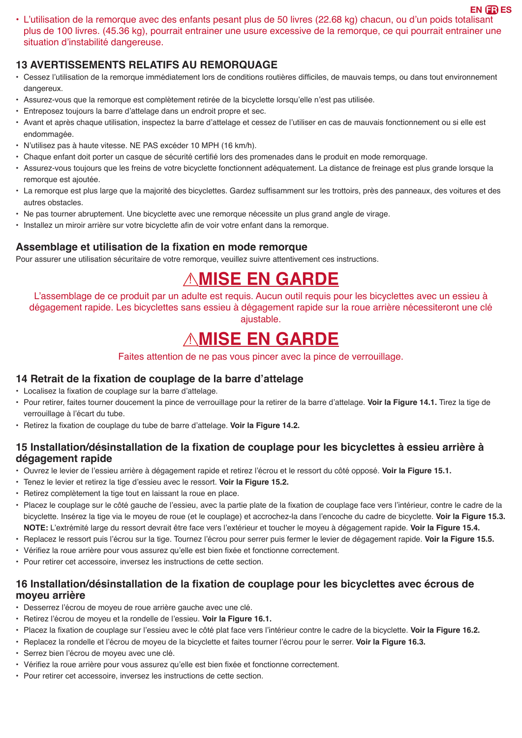- L'utilisation de la remorque avec des enfants pesant plus de 50 livres (22.68 kg) chacun, ou d'un poids totalisant plus de 100 livres. (45.36 kg), pourrait entrainer une usure excessive de la remorque, ce qui pourrait entrainer une situation d'instabilité dangereuse.

## 13 AVERTISSEMENTS RELATIFS AU REMORQUAGE

- Cessez l'utilisation de la remorque immédiatement lors de conditions routières difficiles, de mauvais temps, ou dans tout environnement dangereux.
- Assurez-vous que la remorque est complètement retirée de la bicyclette lorsqu'elle n'est pas utilisée.
- Entreposez toujours la barre d'attelage dans un endroit propre et sec.
- Avant et après chaque utilisation, inspectez la barre d'attelage et cessez de l'utiliser en cas de mauvais fonctionnement ou si elle est endommagée.
- N'utilisez pas à haute vitesse. NE PAS excéder 10 MPH (16 km/h).
- Chaque enfant doit porter un casque de sécurité certifié lors des promenades dans le produit en mode remorquage.
- Assurez-vous toujours que les freins de votre bicyclette fonctionnent adéquatement. La distance de freinage est plus grande lorsque la remorque est ajoutée.
- La remorque est plus large que la majorité des bicyclettes. Gardez suffisamment sur les trottoirs, près des panneaux, des voitures et des autres obstacles.
- Ne pas tourner abruptement. Une bicyclette avec une remorque nécessite un plus grand angle de virage.
- Installez un miroir arrière sur votre bicyclette afin de voir votre enfant dans la remorque.

## Assemblage et utilisation de la fixation en mode remorque

Pour assurer une utilisation sécuritaire de votre remorque, veuillez suivre attentivement ces instructions.

# ⚠MISE EN GARDE

L'assemblage de ce produit par un adulte est requis. Aucun outil requis pour les bicyclettes avec un essieu à dégagement rapide. Les bicyclettes sans essieu à dégagement rapide sur la roue arrière nécessiteront une clé ajustable.

# ⚠MISE EN GARDE

Faites attention de ne pas vous pincer avec la pince de verrouillage.

## 14 Retrait de la fixation de couplage de la barre d'attelage

- Localisez la fixation de couplage sur la barre d'attelage.
- Pour retirer, faites tourner doucement la pince de verrouillage pour la retirer de la barre d'attelage. **Voir la Figure 14.1.** Tirez la tige de verrouillage à l'écart du tube.
- Retirez la fixation de couplage du tube de barre d'attelage. **Voir la Figure 14.2.**

## 15 Installation/désinstallation de la fixation de couplage pour les bicyclettes à essieu arrière à dégagement rapide

- Ouvrez le levier de l'essieu arrière à dégagement rapide et retirez l'écrou et le ressort du côté opposé. **Voir la Figure 15.1.**
- Tenez le levier et retirez la tige d'essieu avec le ressort. **Voir la Figure 15.2.**
- Retirez complètement la tige tout en laissant la roue en place.
- Placez le couplage sur le côté gauche de l'essieu, avec la partie plate de la fixation de couplage face vers l'intérieur, contre le cadre de la bicyclette. Insérez la tige via le moyeu de roue (et le couplage) et accrochez-la dans l'encoche du cadre de bicyclette. **Voir la Figure 15.3.** **NOTE:** L'extrémité large du ressort devrait être face vers l'extérieur et toucher le moyeu à dégagement rapide. **Voir la Figure 15.4.**
- Replacez le ressort puis l'écrou sur la tige. Tournez l'écrou pour serrer puis fermer le levier de dégagement rapide. **Voir la Figure 15.5.**
- Vérifiez la roue arrière pour vous assurez qu'elle est bien fixée et fonctionne correctement.
- Pour retirer cet accessoire, inversez les instructions de cette section.

## 16 Installation/désinstallation de la fixation de couplage pour les bicyclettes avec écrous de moyeu arrière

- Desserrez l'écrou de moyeu de roue arrière gauche avec une clé.
- Retirez l'écrou de moyeu et la rondelle de l'essieu. **Voir la Figure 16.1.**
- Placez la fixation de couplage sur l'essieu avec le côté plat face vers l'intérieur contre le cadre de la bicyclette. **Voir la Figure 16.2.**
- Replacez la rondelle et l'écrou de moyeu de la bicyclette et faites tourner l'écrou pour le serrer. **Voir la Figure 16.3.**
- Serrez bien l'écrou de moyeu avec une clé.
- Vérifiez la roue arrière pour vous assurez qu'elle est bien fixée et fonctionne correctement.
- Pour retirer cet accessoire, inversez les instructions de cette section.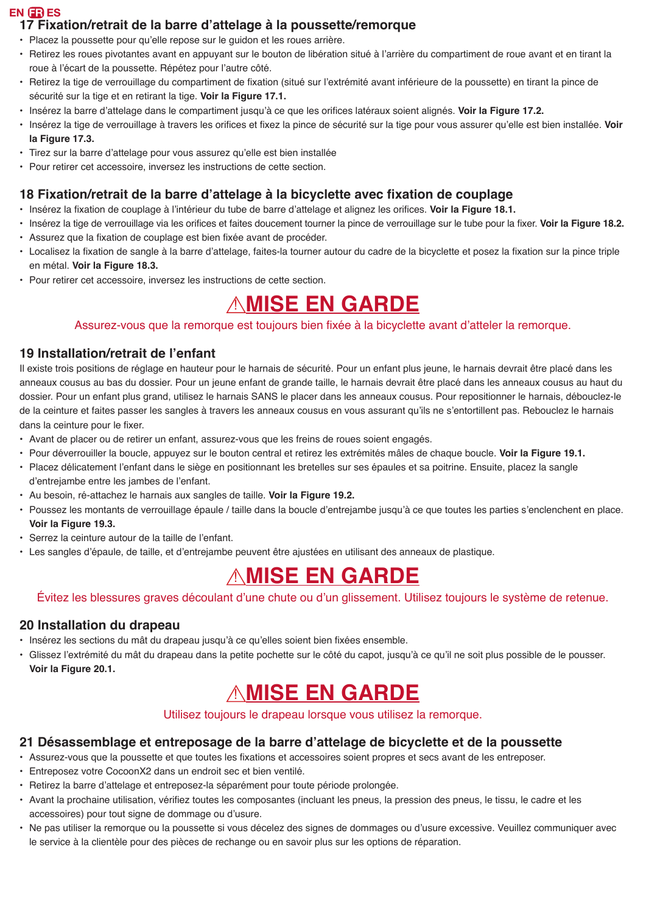## 17 Fixation/retrait de la barre d'attelage à la poussette/remorque

- Placez la poussette pour qu'elle repose sur le guidon et les roues arrière.
- Retirez les roues pivotantes avant en appuyant sur le bouton de libération situé à l'arrière du compartiment de roue avant et en tirant la roue à l'écart de la poussette. Répétez pour l'autre côté.
- Retirez la tige de verrouillage du compartiment de fixation (situé sur l'extrémité avant inférieure de la poussette) en tirant la pince de sécurité sur la tige et en retirant la tige. **Voir la Figure 17.1.**
- Insérez la barre d'attelage dans le compartiment jusqu'à ce que les orifices latéraux soient alignés. **Voir la Figure 17.2.**
- Insérez la tige de verrouillage à travers les orifices et fixez la pince de sécurité sur la tige pour vous assurer qu'elle est bien installée. **Voir la Figure 17.3.**
- Tirez sur la barre d'attelage pour vous assurez qu'elle est bien installée
- Pour retirer cet accessoire, inversez les instructions de cette section.

## 18 Fixation/retrait de la barre d'attelage à la bicyclette avec fixation de couplage

- Insérez la fixation de couplage à l'intérieur du tube de barre d'attelage et alignez les orifices. **Voir la Figure 18.1.**
- Insérez la tige de verrouillage via les orifices et faites doucement tourner la pince de verrouillage sur le tube pour la fixer. **Voir la Figure 18.2.**
- Assurez que la fixation de couplage est bien fixée avant de procéder.
- Localisez la fixation de sangle à la barre d'attelage, faites-la tourner autour du cadre de la bicyclette et posez la fixation sur la pince triple en métal. **Voir la Figure 18.3.**
- Pour retirer cet accessoire, inversez les instructions de cette section.

# ⚠MISE EN GARDE

Assurez-vous que la remorque est toujours bien fixée à la bicyclette avant d'atteler la remorque.

## 19 Installation/retrait de l'enfant

Il existe trois positions de réglage en hauteur pour le harnais de sécurité. Pour un enfant plus jeune, le harnais devrait être placé dans les anneaux cousus au bas du dossier. Pour un jeune enfant de grande taille, le harnais devrait être placé dans les anneaux cousus au haut du dossier. Pour un enfant plus grand, utilisez le harnais SANS le placer dans les anneaux cousus. Pour repositionner le harnais, débouclez-le de la ceinture et faites passer les sangles à travers les anneaux cousus en vous assurant qu'ils ne s'entortillent pas. Rebouclez le harnais dans la ceinture pour le fixer.

- Avant de placer ou de retirer un enfant, assurez-vous que les freins de roues soient engagés.
- Pour déverrouiller la boucle, appuyez sur le bouton central et retirez les extrémités mâles de chaque boucle. **Voir la Figure 19.1.**
- Placez délicatement l'enfant dans le siège en positionnant les bretelles sur ses épaules et sa poitrine. Ensuite, placez la sangle d'entrejambe entre les jambes de l'enfant.
- Au besoin, ré-attachez le harnais aux sangles de taille. **Voir la Figure 19.2.**
- Poussez les montants de verrouillage épaule / taille dans la boucle d'entrejambe jusqu'à ce que toutes les parties s'enclenchent en place. **Voir la Figure 19.3.**
- Serrez la ceinture autour de la taille de l'enfant.
- Les sangles d'épaule, de taille, et d'entrejambe peuvent être ajustées en utilisant des anneaux de plastique.

# ⚠MISE EN GARDE

Évitez les blessures graves découlant d'une chute ou d'un glissement. Utilisez toujours le système de retenue.

## 20 Installation du drapeau

- Insérez les sections du mât du drapeau jusqu'à ce qu'elles soient bien fixées ensemble.
- Glissez l'extrémité du mât du drapeau dans la petite pochette sur le côté du capot, jusqu'à ce qu'il ne soit plus possible de le pousser. **Voir la Figure 20.1.**

# ⚠MISE EN GARDE

Utilisez toujours le drapeau lorsque vous utilisez la remorque.

## 21 Désassemblage et entreposage de la barre d'attelage de bicyclette et de la poussette

- Assurez-vous que la poussette et que toutes les fixations et accessoires soient propres et secs avant de les entreposer.
- Entreposez votre CocoonX2 dans un endroit sec et bien ventilé.
- Retirez la barre d'attelage et entreposez-la séparément pour toute période prolongée.
- Avant la prochaine utilisation, vérifiez toutes les composantes (incluant les pneus, la pression des pneus, le tissu, le cadre et les accessoires) pour tout signe de dommage ou d'usure.
- Ne pas utiliser la remorque ou la poussette si vous décelez des signes de dommages ou d'usure excessive. Veuillez communiquer avec le service à la clientèle pour des pièces de rechange ou en savoir plus sur les options de réparation.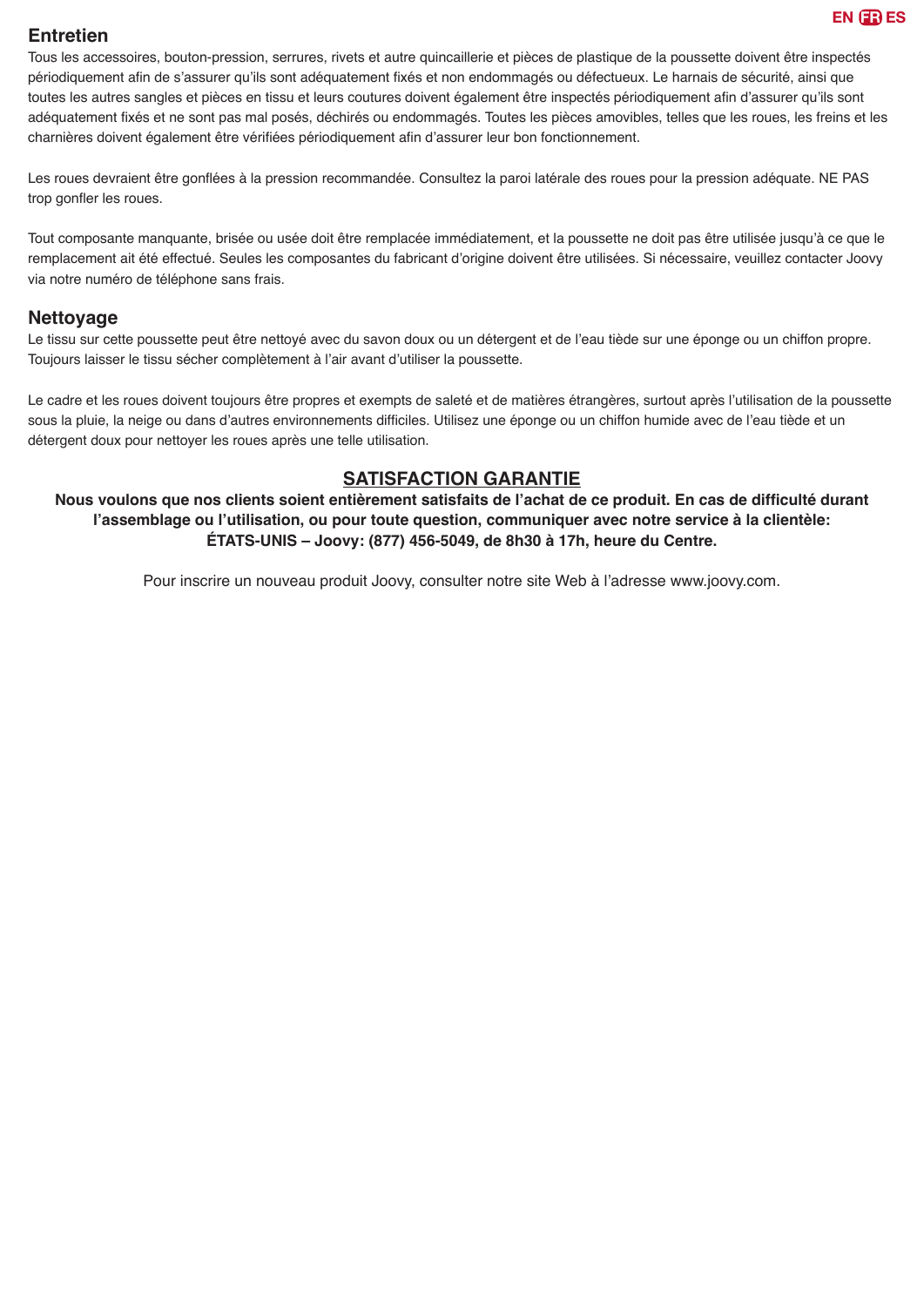## Entretien

Tous les accessoires, bouton-pression, serrures, rivets et autre quincaillerie et pièces de plastique de la poussette doivent être inspectés périodiquement afin de s'assurer qu'ils sont adéquatement fixés et non endommagés ou défectueux. Le harnais de sécurité, ainsi que toutes les autres sangles et pièces en tissu et leurs coutures doivent également être inspectés périodiquement afin d'assurer qu'ils sont adéquatement fixés et ne sont pas mal posés, déchirés ou endommagés. Toutes les pièces amovibles, telles que les roues, les freins et les charnières doivent également être vérifiées périodiquement afin d'assurer leur bon fonctionnement.

Les roues devraient être gonflées à la pression recommandée. Consultez la paroi latérale des roues pour la pression adéquate. NE PAS trop gonfler les roues.

Tout composante manquante, brisée ou usée doit être remplacée immédiatement, et la poussette ne doit pas être utilisée jusqu'à ce que le remplacement ait été effectué. Seules les composantes du fabricant d'origine doivent être utilisées. Si nécessaire, veuillez contacter Joovy via notre numéro de téléphone sans frais.

## Nettoyage

Le tissu sur cette poussette peut être nettoyé avec du savon doux ou un détergent et de l'eau tiède sur une éponge ou un chiffon propre. Toujours laisser le tissu sécher complètement à l'air avant d'utiliser la poussette.

Le cadre et les roues doivent toujours être propres et exempts de saleté et de matières étrangères, surtout après l'utilisation de la poussette sous la pluie, la neige ou dans d'autres environnements difficiles. Utilisez une éponge ou un chiffon humide avec de l'eau tiède et un détergent doux pour nettoyer les roues après une telle utilisation.

## SATISFACTION GARANTIE

**Nous voulons que nos clients soient entièrement satisfaits de l'achat de ce produit. En cas de difficulté durant l'assemblage ou l'utilisation, ou pour toute question, communiquer avec notre service à la clientèle:**
**ÉTATS-UNIS – Joovy: (877) 456-5049, de 8h30 à 17h, heure du Centre.**

Pour inscrire un nouveau produit Joovy, consulter notre site Web à l'adresse www.joovy.com.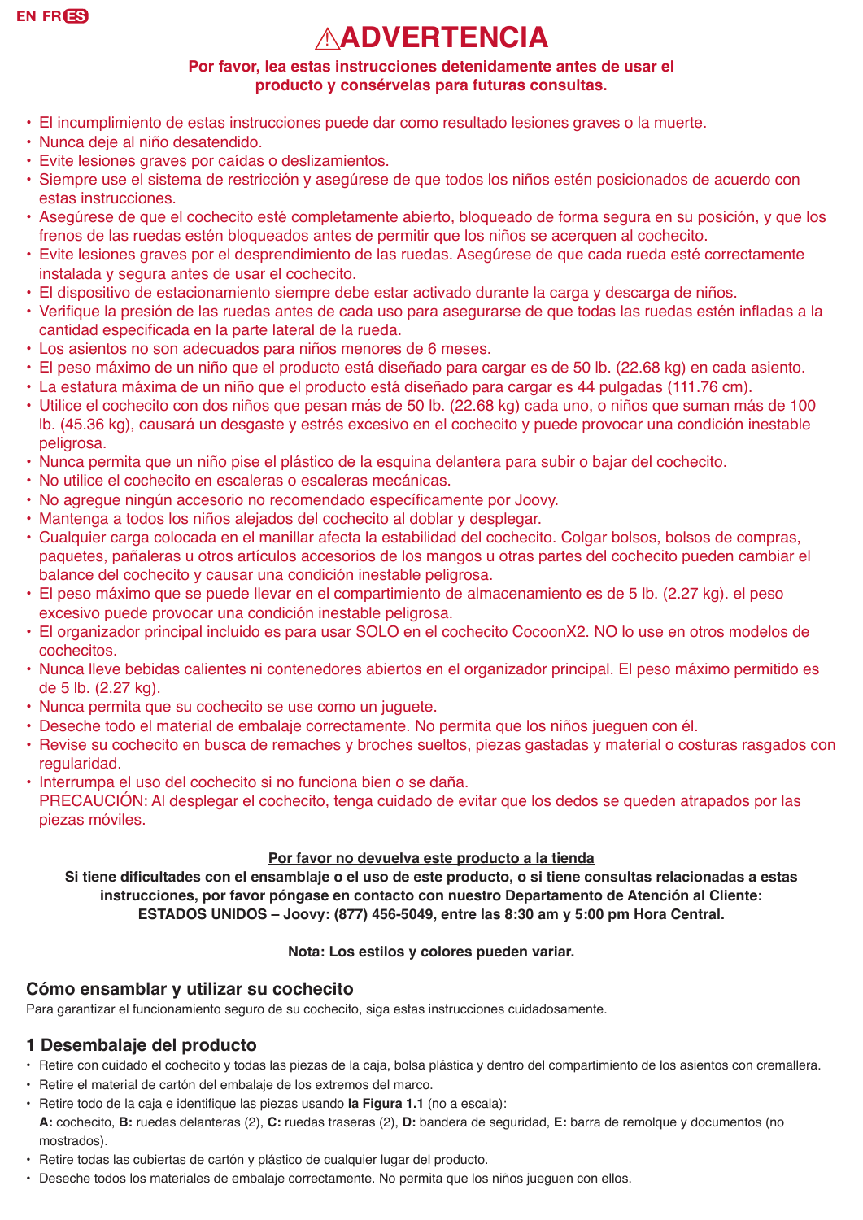# ⚠ADVERTENCIA

**Por favor, lea estas instrucciones detenidamente antes de usar el producto y consérvelas para futuras consultas.**

- El incumplimiento de estas instrucciones puede dar como resultado lesiones graves o la muerte.
- Nunca deje al niño desatendido.
- Evite lesiones graves por caídas o deslizamientos.
- Siempre use el sistema de restricción y asegúrese de que todos los niños estén posicionados de acuerdo con estas instrucciones.
- Asegúrese de que el cochecito esté completamente abierto, bloqueado de forma segura en su posición, y que los frenos de las ruedas estén bloqueados antes de permitir que los niños se acerquen al cochecito.
- Evite lesiones graves por el desprendimiento de las ruedas. Asegúrese de que cada rueda esté correctamente instalada y segura antes de usar el cochecito.
- El dispositivo de estacionamiento siempre debe estar activado durante la carga y descarga de niños.
- Verifique la presión de las ruedas antes de cada uso para asegurarse de que todas las ruedas estén infladas a la cantidad especificada en la parte lateral de la rueda.
- Los asientos no son adecuados para niños menores de 6 meses.
- El peso máximo de un niño que el producto está diseñado para cargar es de 50 lb. (22.68 kg) en cada asiento.
- La estatura máxima de un niño que el producto está diseñado para cargar es 44 pulgadas (111.76 cm).
- Utilice el cochecito con dos niños que pesan más de 50 lb. (22.68 kg) cada uno, o niños que suman más de 100 lb. (45.36 kg), causará un desgaste y estrés excesivo en el cochecito y puede provocar una condición inestable peligrosa.
- Nunca permita que un niño pise el plástico de la esquina delantera para subir o bajar del cochecito.
- No utilice el cochecito en escaleras o escaleras mecánicas.
- No agregue ningún accesorio no recomendado específicamente por Joovy.
- Mantenga a todos los niños alejados del cochecito al doblar y desplegar.
- Cualquier carga colocada en el manillar afecta la estabilidad del cochecito. Colgar bolsos, bolsos de compras, paquetes, pañaleras u otros artículos accesorios de los mangos u otras partes del cochecito pueden cambiar el balance del cochecito y causar una condición inestable peligrosa.
- El peso máximo que se puede llevar en el compartimiento de almacenamiento es de 5 lb. (2.27 kg). el peso excesivo puede provocar una condición inestable peligrosa.
- El organizador principal incluido es para usar SOLO en el cochecito CocoonX2. NO lo use en otros modelos de cochecitos.
- Nunca lleve bebidas calientes ni contenedores abiertos en el organizador principal. El peso máximo permitido es de 5 lb. (2.27 kg).
- Nunca permita que su cochecito se use como un juguete.
- Deseche todo el material de embalaje correctamente. No permita que los niños jueguen con él.
- Revise su cochecito en busca de remaches y broches sueltos, piezas gastadas y material o costuras rasgados con regularidad.
- Interrumpa el uso del cochecito si no funciona bien o se daña.
  PRECAUCIÓN: Al desplegar el cochecito, tenga cuidado de evitar que los dedos se queden atrapados por las piezas móviles.

**Por favor no devuelva este producto a la tienda**

**Si tiene dificultades con el ensamblaje o el uso de este producto, o si tiene consultas relacionadas a estas instrucciones, por favor póngase en contacto con nuestro Departamento de Atención al Cliente: ESTADOS UNIDOS – Joovy: (877) 456-5049, entre las 8:30 am y 5:00 pm Hora Central.**

**Nota: Los estilos y colores pueden variar.**

## Cómo ensamblar y utilizar su cochecito

Para garantizar el funcionamiento seguro de su cochecito, siga estas instrucciones cuidadosamente.

## 1 Desembalaje del producto

- Retire con cuidado el cochecito y todas las piezas de la caja, bolsa plástica y dentro del compartimiento de los asientos con cremallera.
- Retire el material de cartón del embalaje de los extremos del marco.
- Retire todo de la caja e identifique las piezas usando **la Figura 1.1** (no a escala):
  **A:** cochecito, **B:** ruedas delanteras (2), **C:** ruedas traseras (2), **D:** bandera de seguridad, **E:** barra de remolque y documentos (no mostrados).
- Retire todas las cubiertas de cartón y plástico de cualquier lugar del producto.
- Deseche todos los materiales de embalaje correctamente. No permita que los niños jueguen con ellos.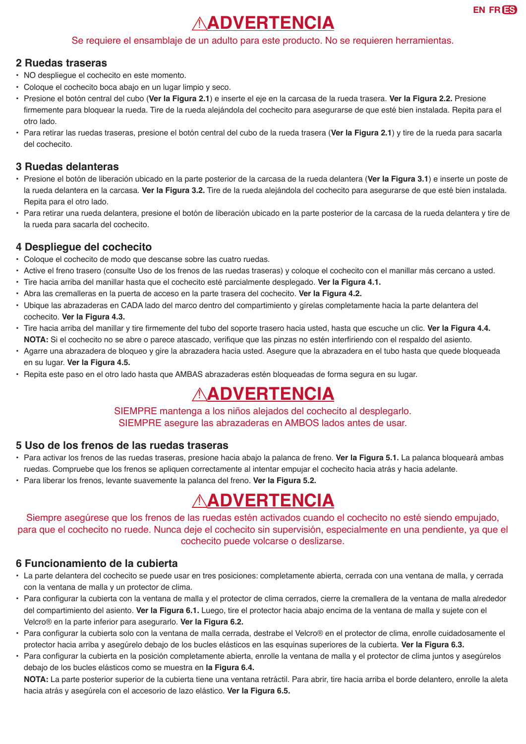# ⚠ADVERTENCIA

Se requiere el ensamblaje de un adulto para este producto. No se requieren herramientas.

## 2 Ruedas traseras

- NO despliegue el cochecito en este momento.
- Coloque el cochecito boca abajo en un lugar limpio y seco.
- Presione el botón central del cubo (**Ver la Figura 2.1**) e inserte el eje en la carcasa de la rueda trasera. **Ver la Figura 2.2.** Presione firmemente para bloquear la rueda. Tire de la rueda alejándola del cochecito para asegurarse de que esté bien instalada. Repita para el otro lado.
- Para retirar las ruedas traseras, presione el botón central del cubo de la rueda trasera (**Ver la Figura 2.1**) y tire de la rueda para sacarla del cochecito.

## 3 Ruedas delanteras

- Presione el botón de liberación ubicado en la parte posterior de la carcasa de la rueda delantera (**Ver la Figura 3.1**) e inserte un poste de la rueda delantera en la carcasa. **Ver la Figura 3.2.** Tire de la rueda alejándola del cochecito para asegurarse de que esté bien instalada. Repita para el otro lado.
- Para retirar una rueda delantera, presione el botón de liberación ubicado en la parte posterior de la carcasa de la rueda delantera y tire de la rueda para sacarla del cochecito.

## 4 Despliegue del cochecito

- Coloque el cochecito de modo que descanse sobre las cuatro ruedas.
- Active el freno trasero (consulte Uso de los frenos de las ruedas traseras) y coloque el cochecito con el manillar más cercano a usted.
- Tire hacia arriba del manillar hasta que el cochecito esté parcialmente desplegado. **Ver la Figura 4.1.**
- Abra las cremalleras en la puerta de acceso en la parte trasera del cochecito. **Ver la Figura 4.2.**
- Ubique las abrazaderas en CADA lado del marco dentro del compartimiento y gírelas completamente hacia la parte delantera del cochecito. **Ver la Figura 4.3.**
- Tire hacia arriba del manillar y tire firmemente del tubo del soporte trasero hacia usted, hasta que escuche un clic. **Ver la Figura 4.4.**
  **NOTA:** Si el cochecito no se abre o parece atascado, verifique que las pinzas no estén interfiriendo con el respaldo del asiento.
- Agarre una abrazadera de bloqueo y gire la abrazadera hacia usted. Asegure que la abrazadera en el tubo hasta que quede bloqueada en su lugar. **Ver la Figura 4.5.**
- Repita este paso en el otro lado hasta que AMBAS abrazaderas estén bloqueadas de forma segura en su lugar.

# ⚠ADVERTENCIA

SIEMPRE mantenga a los niños alejados del cochecito al desplegarlo.
SIEMPRE asegure las abrazaderas en AMBOS lados antes de usar.

## 5 Uso de los frenos de las ruedas traseras

- Para activar los frenos de las ruedas traseras, presione hacia abajo la palanca de freno. **Ver la Figura 5.1.** La palanca bloqueará ambas ruedas. Compruebe que los frenos se apliquen correctamente al intentar empujar el cochecito hacia atrás y hacia adelante.
- Para liberar los frenos, levante suavemente la palanca del freno. **Ver la Figura 5.2.**

# ⚠ADVERTENCIA

Siempre asegúrese que los frenos de las ruedas estén activados cuando el cochecito no esté siendo empujado, para que el cochecito no ruede. Nunca deje el cochecito sin supervisión, especialmente en una pendiente, ya que el cochecito puede volcarse o deslizarse.

## 6 Funcionamiento de la cubierta

- La parte delantera del cochecito se puede usar en tres posiciones: completamente abierta, cerrada con una ventana de malla, y cerrada con la ventana de malla y un protector de clima.
- Para configurar la cubierta con la ventana de malla y el protector de clima cerrados, cierre la cremallera de la ventana de malla alrededor del compartimiento del asiento. **Ver la Figura 6.1.** Luego, tire el protector hacia abajo encima de la ventana de malla y sujete con el Velcro® en la parte inferior para asegurarlo. **Ver la Figura 6.2.**
- Para configurar la cubierta solo con la ventana de malla cerrada, destrabe el Velcro® en el protector de clima, enrolle cuidadosamente el protector hacia arriba y asegúrelo debajo de los bucles elásticos en las esquinas superiores de la cubierta. **Ver la Figura 6.3.**
- Para configurar la cubierta en la posición completamente abierta, enrolle la ventana de malla y el protector de clima juntos y asegúrelos debajo de los bucles elásticos como se muestra en **la Figura 6.4.**
  **NOTA:** La parte posterior superior de la cubierta tiene una ventana retráctil. Para abrir, tire hacia arriba el borde delantero, enrolle la aleta hacia atrás y asegúrela con el accesorio de lazo elástico. **Ver la Figura 6.5.**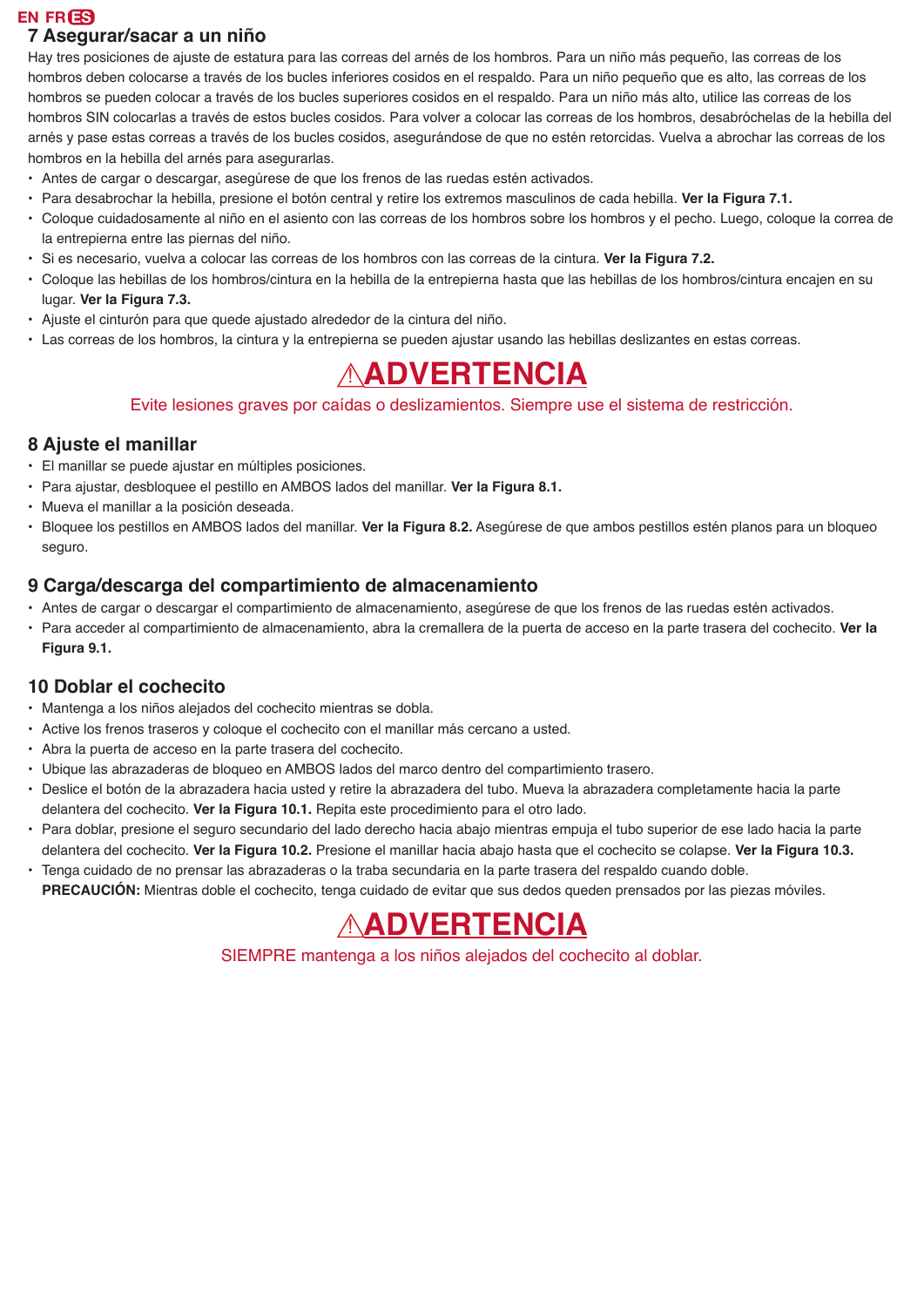## 7 Asegurar/sacar a un niño

Hay tres posiciones de ajuste de estatura para las correas del arnés de los hombros. Para un niño más pequeño, las correas de los hombros deben colocarse a través de los bucles inferiores cosidos en el respaldo. Para un niño pequeño que es alto, las correas de los hombros se pueden colocar a través de los bucles superiores cosidos en el respaldo. Para un niño más alto, utilice las correas de los hombros SIN colocarlas a través de estos bucles cosidos. Para volver a colocar las correas de los hombros, desabróchelas de la hebilla del arnés y pase estas correas a través de los bucles cosidos, asegurándose de que no estén retorcidas. Vuelva a abrochar las correas de los hombros en la hebilla del arnés para asegurarlas.

- Antes de cargar o descargar, asegúrese de que los frenos de las ruedas estén activados.
- Para desabrochar la hebilla, presione el botón central y retire los extremos masculinos de cada hebilla. **Ver la Figura 7.1.**
- Coloque cuidadosamente al niño en el asiento con las correas de los hombros sobre los hombros y el pecho. Luego, coloque la correa de la entrepierna entre las piernas del niño.
- Si es necesario, vuelva a colocar las correas de los hombros con las correas de la cintura. **Ver la Figura 7.2.**
- Coloque las hebillas de los hombros/cintura en la hebilla de la entrepierna hasta que las hebillas de los hombros/cintura encajen en su lugar. **Ver la Figura 7.3.**
- Ajuste el cinturón para que quede ajustado alrededor de la cintura del niño.
- Las correas de los hombros, la cintura y la entrepierna se pueden ajustar usando las hebillas deslizantes en estas correas.

**⚠ADVERTENCIA**

Evite lesiones graves por caídas o deslizamientos. Siempre use el sistema de restricción.

## 8 Ajuste el manillar

- El manillar se puede ajustar en múltiples posiciones.
- Para ajustar, desbloquee el pestillo en AMBOS lados del manillar. **Ver la Figura 8.1.**
- Mueva el manillar a la posición deseada.
- Bloquee los pestillos en AMBOS lados del manillar. **Ver la Figura 8.2.** Asegúrese de que ambos pestillos estén planos para un bloqueo seguro.

## 9 Carga/descarga del compartimiento de almacenamiento

- Antes de cargar o descargar el compartimiento de almacenamiento, asegúrese de que los frenos de las ruedas estén activados.
- Para acceder al compartimiento de almacenamiento, abra la cremallera de la puerta de acceso en la parte trasera del cochecito. **Ver la Figura 9.1.**

## 10 Doblar el cochecito

- Mantenga a los niños alejados del cochecito mientras se dobla.
- Active los frenos traseros y coloque el cochecito con el manillar más cercano a usted.
- Abra la puerta de acceso en la parte trasera del cochecito.
- Ubique las abrazaderas de bloqueo en AMBOS lados del marco dentro del compartimiento trasero.
- Deslice el botón de la abrazadera hacia usted y retire la abrazadera del tubo. Mueva la abrazadera completamente hacia la parte delantera del cochecito. **Ver la Figura 10.1.** Repita este procedimiento para el otro lado.
- Para doblar, presione el seguro secundario del lado derecho hacia abajo mientras empuja el tubo superior de ese lado hacia la parte delantera del cochecito. **Ver la Figura 10.2.** Presione el manillar hacia abajo hasta que el cochecito se colapse. **Ver la Figura 10.3.**
- Tenga cuidado de no prensar las abrazaderas o la traba secundaria en la parte trasera del respaldo cuando doble.
  **PRECAUCIÓN:** Mientras doble el cochecito, tenga cuidado de evitar que sus dedos queden prensados por las piezas móviles.

**⚠ADVERTENCIA**

SIEMPRE mantenga a los niños alejados del cochecito al doblar.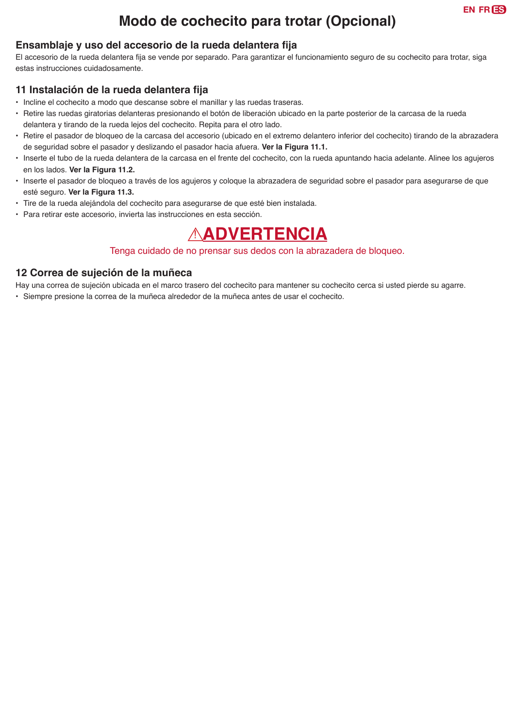# Modo de cochecito para trotar (Opcional)

## Ensamblaje y uso del accesorio de la rueda delantera fija

El accesorio de la rueda delantera fija se vende por separado. Para garantizar el funcionamiento seguro de su cochecito para trotar, siga estas instrucciones cuidadosamente.

## 11 Instalación de la rueda delantera fija

- Incline el cochecito a modo que descanse sobre el manillar y las ruedas traseras.
- Retire las ruedas giratorias delanteras presionando el botón de liberación ubicado en la parte posterior de la carcasa de la rueda delantera y tirando de la rueda lejos del cochecito. Repita para el otro lado.
- Retire el pasador de bloqueo de la carcasa del accesorio (ubicado en el extremo delantero inferior del cochecito) tirando de la abrazadera de seguridad sobre el pasador y deslizando el pasador hacia afuera. **Ver la Figura 11.1.**
- Inserte el tubo de la rueda delantera de la carcasa en el frente del cochecito, con la rueda apuntando hacia adelante. Alinee los agujeros en los lados. **Ver la Figura 11.2.**
- Inserte el pasador de bloqueo a través de los agujeros y coloque la abrazadera de seguridad sobre el pasador para asegurarse de que esté seguro. **Ver la Figura 11.3.**
- Tire de la rueda alejándola del cochecito para asegurarse de que esté bien instalada.
- Para retirar este accesorio, invierta las instrucciones en esta sección.

**⚠ADVERTENCIA**

Tenga cuidado de no prensar sus dedos con la abrazadera de bloqueo.

## 12 Correa de sujeción de la muñeca

Hay una correa de sujeción ubicada en el marco trasero del cochecito para mantener su cochecito cerca si usted pierde su agarre.

- Siempre presione la correa de la muñeca alrededor de la muñeca antes de usar el cochecito.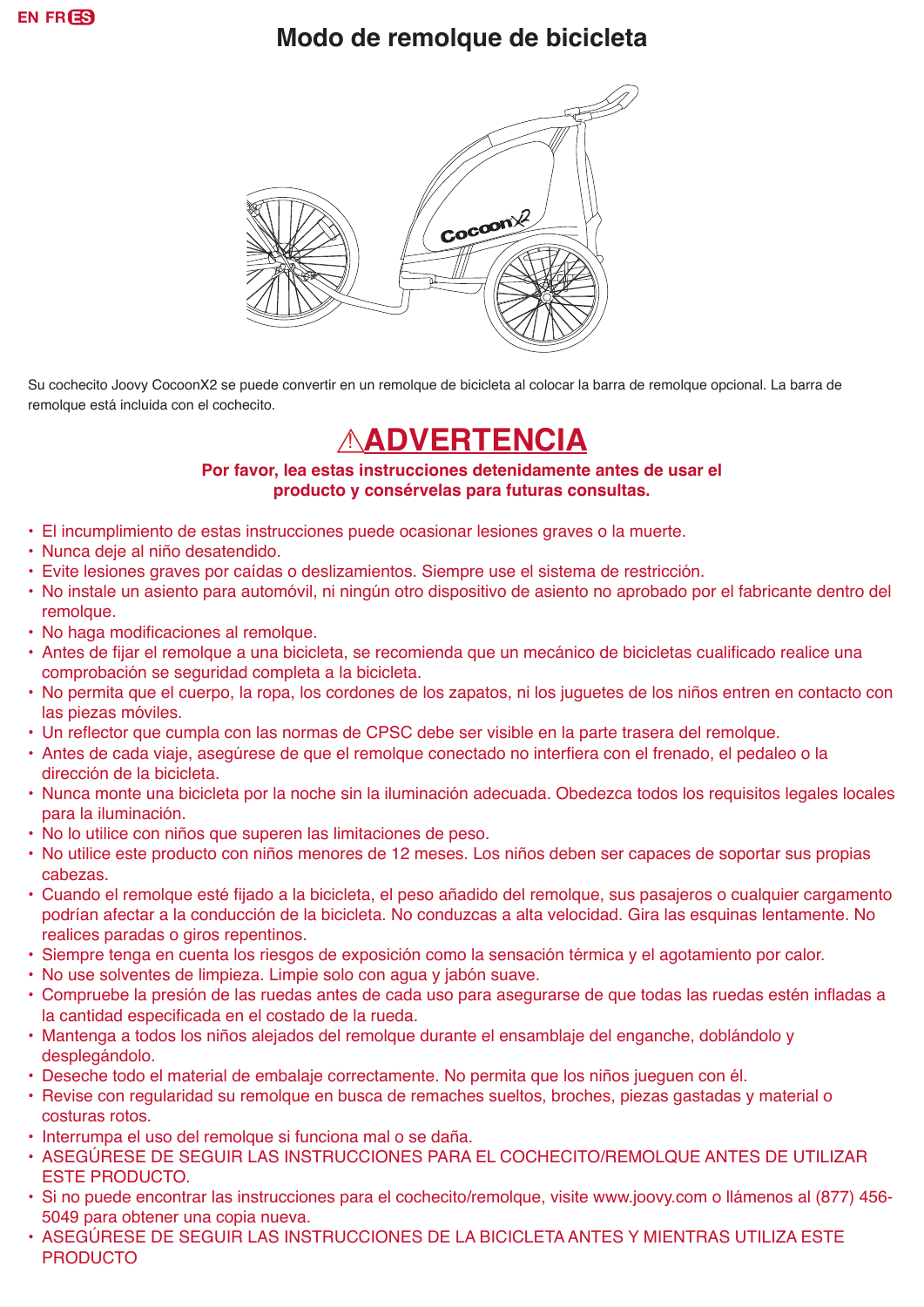# Modo de remolque de bicicleta

Su cochecito Joovy CocoonX2 se puede convertir en un remolque de bicicleta al colocar la barra de remolque opcional. La barra de remolque está incluida con el cochecito.

## ⚠ADVERTENCIA

**Por favor, lea estas instrucciones detenidamente antes de usar el producto y consérvelas para futuras consultas.**

- El incumplimiento de estas instrucciones puede ocasionar lesiones graves o la muerte.
- Nunca deje al niño desatendido.
- Evite lesiones graves por caídas o deslizamientos. Siempre use el sistema de restricción.
- No instale un asiento para automóvil, ni ningún otro dispositivo de asiento no aprobado por el fabricante dentro del remolque.
- No haga modificaciones al remolque.
- Antes de fijar el remolque a una bicicleta, se recomienda que un mecánico de bicicletas cualificado realice una comprobación se seguridad completa a la bicicleta.
- No permita que el cuerpo, la ropa, los cordones de los zapatos, ni los juguetes de los niños entren en contacto con las piezas móviles.
- Un reflector que cumpla con las normas de CPSC debe ser visible en la parte trasera del remolque.
- Antes de cada viaje, asegúrese de que el remolque conectado no interfiera con el frenado, el pedaleo o la dirección de la bicicleta.
- Nunca monte una bicicleta por la noche sin la iluminación adecuada. Obedezca todos los requisitos legales locales para la iluminación.
- No lo utilice con niños que superen las limitaciones de peso.
- No utilice este producto con niños menores de 12 meses. Los niños deben ser capaces de soportar sus propias cabezas.
- Cuando el remolque esté fijado a la bicicleta, el peso añadido del remolque, sus pasajeros o cualquier cargamento podrían afectar a la conducción de la bicicleta. No conduzcas a alta velocidad. Gira las esquinas lentamente. No realices paradas o giros repentinos.
- Siempre tenga en cuenta los riesgos de exposición como la sensación térmica y el agotamiento por calor.
- No use solventes de limpieza. Limpie solo con agua y jabón suave.
- Compruebe la presión de las ruedas antes de cada uso para asegurarse de que todas las ruedas estén infladas a la cantidad especificada en el costado de la rueda.
- Mantenga a todos los niños alejados del remolque durante el ensamblaje del enganche, doblándolo y desplegándolo.
- Deseche todo el material de embalaje correctamente. No permita que los niños jueguen con él.
- Revise con regularidad su remolque en busca de remaches sueltos, broches, piezas gastadas y material o costuras rotos.
- Interrumpa el uso del remolque si funciona mal o se daña.
- ASEGÚRESE DE SEGUIR LAS INSTRUCCIONES PARA EL COCHECITO/REMOLQUE ANTES DE UTILIZAR ESTE PRODUCTO.
- Si no puede encontrar las instrucciones para el cochecito/remolque, visite www.joovy.com o llámenos al (877) 456-5049 para obtener una copia nueva.
- ASEGÚRESE DE SEGUIR LAS INSTRUCCIONES DE LA BICICLETA ANTES Y MIENTRAS UTILIZA ESTE PRODUCTO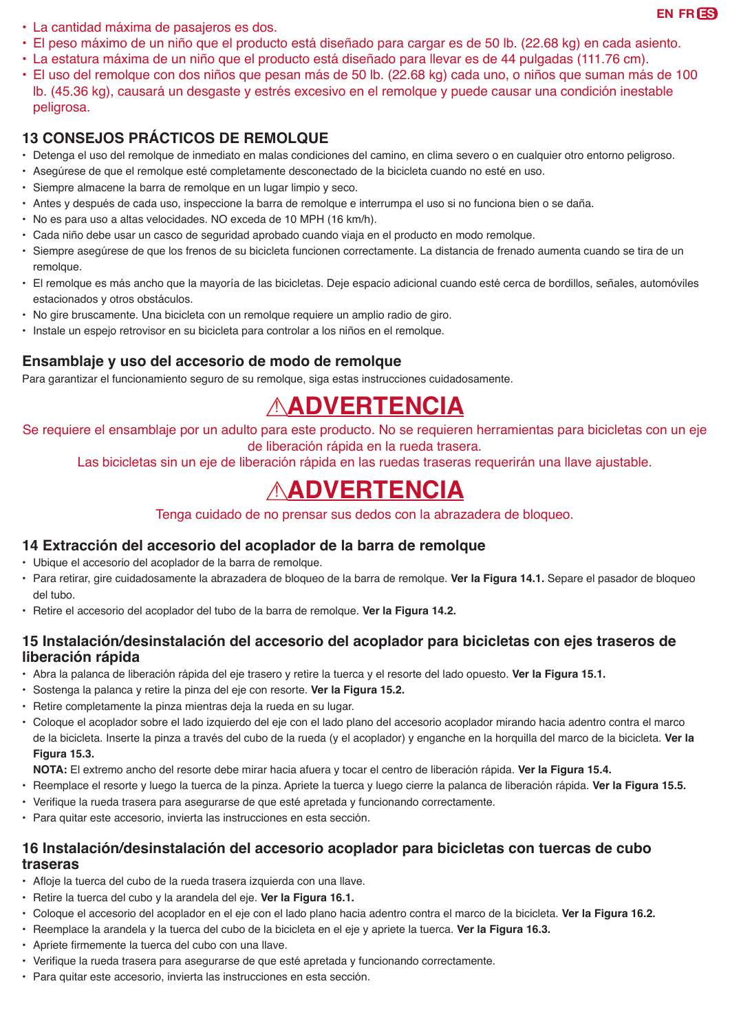- La cantidad máxima de pasajeros es dos.
- El peso máximo de un niño que el producto está diseñado para cargar es de 50 lb. (22.68 kg) en cada asiento.
- La estatura máxima de un niño que el producto está diseñado para llevar es de 44 pulgadas (111.76 cm).
- El uso del remolque con dos niños que pesan más de 50 lb. (22.68 kg) cada uno, o niños que suman más de 100 lb. (45.36 kg), causará un desgaste y estrés excesivo en el remolque y puede causar una condición inestable peligrosa.

## 13 CONSEJOS PRÁCTICOS DE REMOLQUE

- Detenga el uso del remolque de inmediato en malas condiciones del camino, en clima severo o en cualquier otro entorno peligroso.
- Asegúrese de que el remolque esté completamente desconectado de la bicicleta cuando no esté en uso.
- Siempre almacene la barra de remolque en un lugar limpio y seco.
- Antes y después de cada uso, inspeccione la barra de remolque e interrumpa el uso si no funciona bien o se daña.
- No es para uso a altas velocidades. NO exceda de 10 MPH (16 km/h).
- Cada niño debe usar un casco de seguridad aprobado cuando viaja en el producto en modo remolque.
- Siempre asegúrese de que los frenos de su bicicleta funcionen correctamente. La distancia de frenado aumenta cuando se tira de un remolque.
- El remolque es más ancho que la mayoría de las bicicletas. Deje espacio adicional cuando esté cerca de bordillos, señales, automóviles estacionados y otros obstáculos.
- No gire bruscamente. Una bicicleta con un remolque requiere un amplio radio de giro.
- Instale un espejo retrovisor en su bicicleta para controlar a los niños en el remolque.

## Ensamblaje y uso del accesorio de modo de remolque

Para garantizar el funcionamiento seguro de su remolque, siga estas instrucciones cuidadosamente.

# ⚠ADVERTENCIA

Se requiere el ensamblaje por un adulto para este producto. No se requieren herramientas para bicicletas con un eje de liberación rápida en la rueda trasera.
Las bicicletas sin un eje de liberación rápida en las ruedas traseras requerirán una llave ajustable.

# ⚠ADVERTENCIA

Tenga cuidado de no prensar sus dedos con la abrazadera de bloqueo.

## 14 Extracción del accesorio del acoplador de la barra de remolque

- Ubique el accesorio del acoplador de la barra de remolque.
- Para retirar, gire cuidadosamente la abrazadera de bloqueo de la barra de remolque. **Ver la Figura 14.1.** Separe el pasador de bloqueo del tubo.
- Retire el accesorio del acoplador del tubo de la barra de remolque. **Ver la Figura 14.2.**

## 15 Instalación/desinstalación del accesorio del acoplador para bicicletas con ejes traseros de liberación rápida

- Abra la palanca de liberación rápida del eje trasero y retire la tuerca y el resorte del lado opuesto. **Ver la Figura 15.1.**
- Sostenga la palanca y retire la pinza del eje con resorte. **Ver la Figura 15.2.**
- Retire completamente la pinza mientras deja la rueda en su lugar.
- Coloque el acoplador sobre el lado izquierdo del eje con el lado plano del accesorio acoplador mirando hacia adentro contra el marco de la bicicleta. Inserte la pinza a través del cubo de la rueda (y el acoplador) y enganche en la horquilla del marco de la bicicleta. **Ver la Figura 15.3.**
  **NOTA:** El extremo ancho del resorte debe mirar hacia afuera y tocar el centro de liberación rápida. **Ver la Figura 15.4.**
- Reemplace el resorte y luego la tuerca de la pinza. Apriete la tuerca y luego cierre la palanca de liberación rápida. **Ver la Figura 15.5.**
- Verifique la rueda trasera para asegurarse de que esté apretada y funcionando correctamente.
- Para quitar este accesorio, invierta las instrucciones en esta sección.

## 16 Instalación/desinstalación del accesorio acoplador para bicicletas con tuercas de cubo traseras

- Afloje la tuerca del cubo de la rueda trasera izquierda con una llave.
- Retire la tuerca del cubo y la arandela del eje. **Ver la Figura 16.1.**
- Coloque el accesorio del acoplador en el eje con el lado plano hacia adentro contra el marco de la bicicleta. **Ver la Figura 16.2.**
- Reemplace la arandela y la tuerca del cubo de la bicicleta en el eje y apriete la tuerca. **Ver la Figura 16.3.**
- Apriete firmemente la tuerca del cubo con una llave.
- Verifique la rueda trasera para asegurarse de que esté apretada y funcionando correctamente.
- Para quitar este accesorio, invierta las instrucciones en esta sección.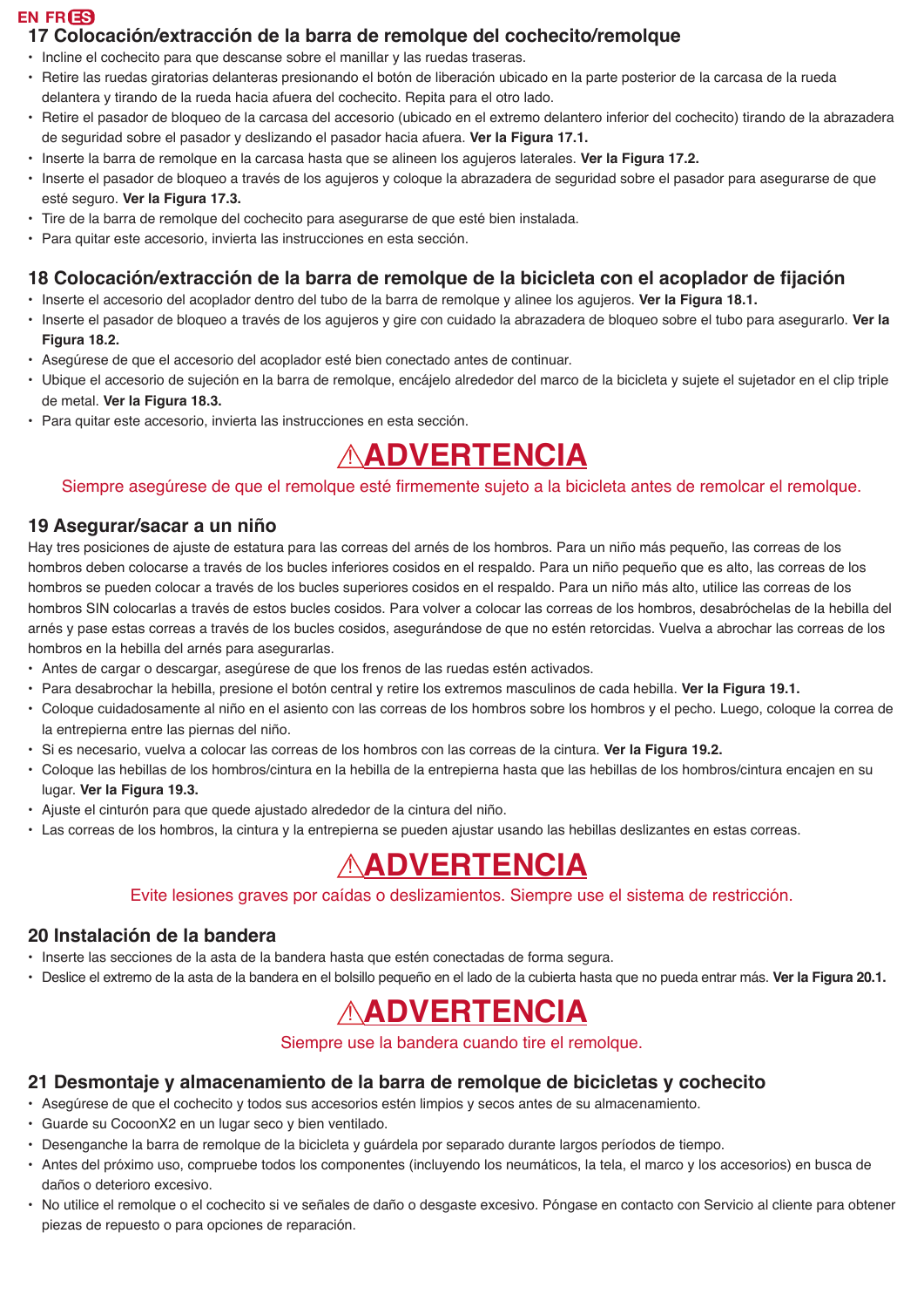## 17 Colocación/extracción de la barra de remolque del cochecito/remolque

- Incline el cochecito para que descanse sobre el manillar y las ruedas traseras.
- Retire las ruedas giratorias delanteras presionando el botón de liberación ubicado en la parte posterior de la carcasa de la rueda delantera y tirando de la rueda hacia afuera del cochecito. Repita para el otro lado.
- Retire el pasador de bloqueo de la carcasa del accesorio (ubicado en el extremo delantero inferior del cochecito) tirando de la abrazadera de seguridad sobre el pasador y deslizando el pasador hacia afuera. **Ver la Figura 17.1.**
- Inserte la barra de remolque en la carcasa hasta que se alineen los agujeros laterales. **Ver la Figura 17.2.**
- Inserte el pasador de bloqueo a través de los agujeros y coloque la abrazadera de seguridad sobre el pasador para asegurarse de que esté seguro. **Ver la Figura 17.3.**
- Tire de la barra de remolque del cochecito para asegurarse de que esté bien instalada.
- Para quitar este accesorio, invierta las instrucciones en esta sección.

## 18 Colocación/extracción de la barra de remolque de la bicicleta con el acoplador de fijación

- Inserte el accesorio del acoplador dentro del tubo de la barra de remolque y alinee los agujeros. **Ver la Figura 18.1.**
- Inserte el pasador de bloqueo a través de los agujeros y gire con cuidado la abrazadera de bloqueo sobre el tubo para asegurarlo. **Ver la Figura 18.2.**
- Asegúrese de que el accesorio del acoplador esté bien conectado antes de continuar.
- Ubique el accesorio de sujeción en la barra de remolque, encájelo alrededor del marco de la bicicleta y sujete el sujetador en el clip triple de metal. **Ver la Figura 18.3.**
- Para quitar este accesorio, invierta las instrucciones en esta sección.

# ⚠ADVERTENCIA

Siempre asegúrese de que el remolque esté firmemente sujeto a la bicicleta antes de remolcar el remolque.

## 19 Asegurar/sacar a un niño

Hay tres posiciones de ajuste de estatura para las correas del arnés de los hombros. Para un niño más pequeño, las correas de los hombros deben colocarse a través de los bucles inferiores cosidos en el respaldo. Para un niño pequeño que es alto, las correas de los hombros se pueden colocar a través de los bucles superiores cosidos en el respaldo. Para un niño más alto, utilice las correas de los hombros SIN colocarlas a través de estos bucles cosidos. Para volver a colocar las correas de los hombros, desabróchelas de la hebilla del arnés y pase estas correas a través de los bucles cosidos, asegurándose de que no estén retorcidas. Vuelva a abrochar las correas de los hombros en la hebilla del arnés para asegurarlas.

- Antes de cargar o descargar, asegúrese de que los frenos de las ruedas estén activados.
- Para desabrochar la hebilla, presione el botón central y retire los extremos masculinos de cada hebilla. **Ver la Figura 19.1.**
- Coloque cuidadosamente al niño en el asiento con las correas de los hombros sobre los hombros y el pecho. Luego, coloque la correa de la entrepierna entre las piernas del niño.
- Si es necesario, vuelva a colocar las correas de los hombros con las correas de la cintura. **Ver la Figura 19.2.**
- Coloque las hebillas de los hombros/cintura en la hebilla de la entrepierna hasta que las hebillas de los hombros/cintura encajen en su lugar. **Ver la Figura 19.3.**
- Ajuste el cinturón para que quede ajustado alrededor de la cintura del niño.
- Las correas de los hombros, la cintura y la entrepierna se pueden ajustar usando las hebillas deslizantes en estas correas.

# ⚠ADVERTENCIA

Evite lesiones graves por caídas o deslizamientos. Siempre use el sistema de restricción.

## 20 Instalación de la bandera

- Inserte las secciones de la asta de la bandera hasta que estén conectadas de forma segura.
- Deslice el extremo de la asta de la bandera en el bolsillo pequeño en el lado de la cubierta hasta que no pueda entrar más. **Ver la Figura 20.1.**

# ⚠ADVERTENCIA

Siempre use la bandera cuando tire el remolque.

## 21 Desmontaje y almacenamiento de la barra de remolque de bicicletas y cochecito

- Asegúrese de que el cochecito y todos sus accesorios estén limpios y secos antes de su almacenamiento.
- Guarde su CocoonX2 en un lugar seco y bien ventilado.
- Desenganche la barra de remolque de la bicicleta y guárdela por separado durante largos períodos de tiempo.
- Antes del próximo uso, compruebe todos los componentes (incluyendo los neumáticos, la tela, el marco y los accesorios) en busca de daños o deterioro excesivo.
- No utilice el remolque o el cochecito si ve señales de daño o desgaste excesivo. Póngase en contacto con Servicio al cliente para obtener piezas de repuesto o para opciones de reparación.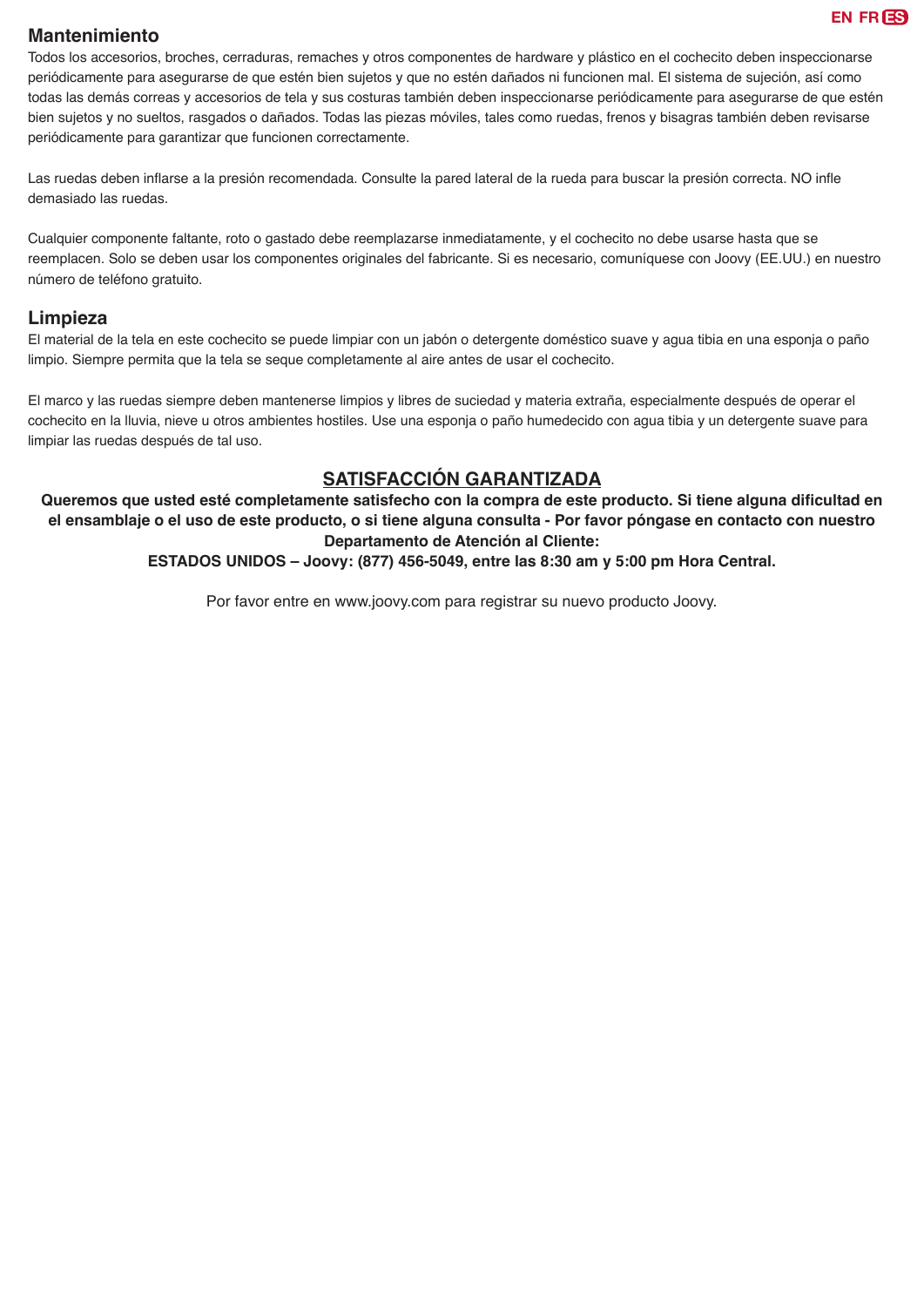## Mantenimiento

Todos los accesorios, broches, cerraduras, remaches y otros componentes de hardware y plástico en el cochecito deben inspeccionarse periódicamente para asegurarse de que estén bien sujetos y que no estén dañados ni funcionen mal. El sistema de sujeción, así como todas las demás correas y accesorios de tela y sus costuras también deben inspeccionarse periódicamente para asegurarse de que estén bien sujetos y no sueltos, rasgados o dañados. Todas las piezas móviles, tales como ruedas, frenos y bisagras también deben revisarse periódicamente para garantizar que funcionen correctamente.

Las ruedas deben inflarse a la presión recomendada. Consulte la pared lateral de la rueda para buscar la presión correcta. NO infle demasiado las ruedas.

Cualquier componente faltante, roto o gastado debe reemplazarse inmediatamente, y el cochecito no debe usarse hasta que se reemplacen. Solo se deben usar los componentes originales del fabricante. Si es necesario, comuníquese con Joovy (EE.UU.) en nuestro número de teléfono gratuito.

## Limpieza

El material de la tela en este cochecito se puede limpiar con un jabón o detergente doméstico suave y agua tibia en una esponja o paño limpio. Siempre permita que la tela se seque completamente al aire antes de usar el cochecito.

El marco y las ruedas siempre deben mantenerse limpios y libres de suciedad y materia extraña, especialmente después de operar el cochecito en la lluvia, nieve u otros ambientes hostiles. Use una esponja o paño humedecido con agua tibia y un detergente suave para limpiar las ruedas después de tal uso.

## SATISFACCIÓN GARANTIZADA

**Queremos que usted esté completamente satisfecho con la compra de este producto. Si tiene alguna dificultad en el ensamblaje o el uso de este producto, o si tiene alguna consulta - Por favor póngase en contacto con nuestro Departamento de Atención al Cliente:**

**ESTADOS UNIDOS – Joovy: (877) 456-5049, entre las 8:30 am y 5:00 pm Hora Central.**

Por favor entre en www.joovy.com para registrar su nuevo producto Joovy.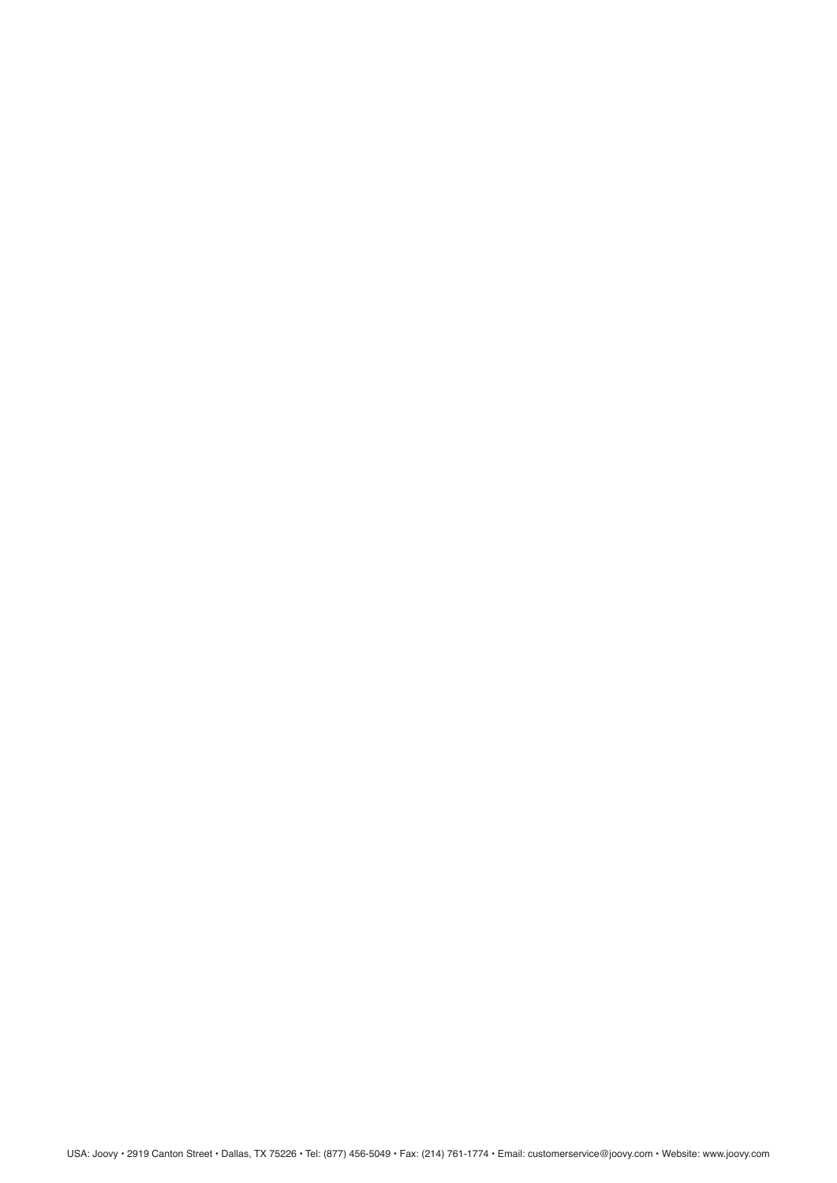USA: Joovy • 2919 Canton Street • Dallas, TX 75226 • Tel: (877) 456-5049 • Fax: (214) 761-1774 • Email: customerservice@joovy.com • Website: www.joovy.com